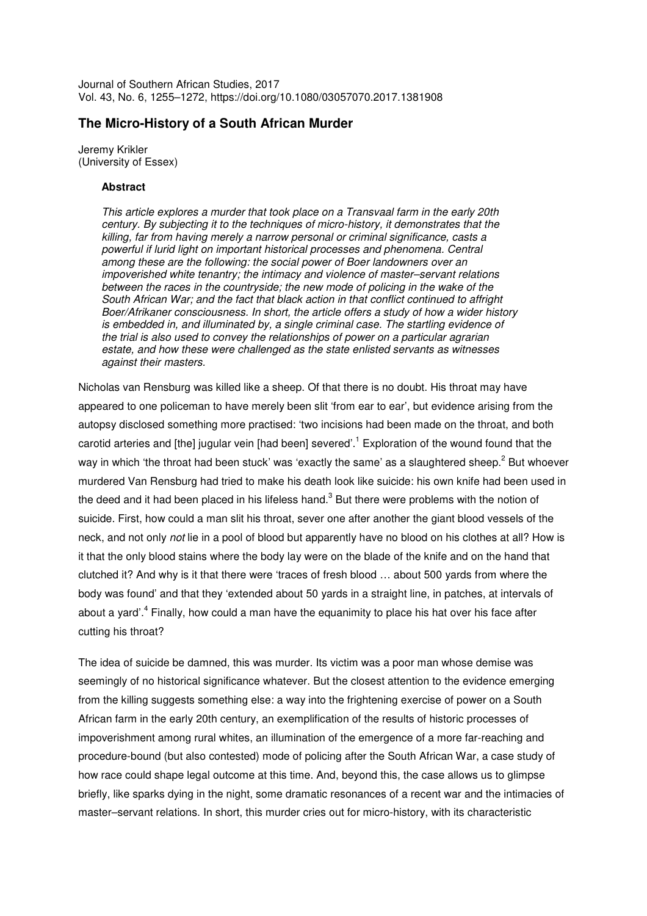Journal of Southern African Studies, 2017
Vol. 43, No. 6, 1255–1272, https://doi.org/10.1080/03057070.2017.1381908

# The Micro-History of a South African Murder

Jeremy Krikler
(University of Essex)

**Abstract**

*This article explores a murder that took place on a Transvaal farm in the early 20th century. By subjecting it to the techniques of micro-history, it demonstrates that the killing, far from having merely a narrow personal or criminal significance, casts a powerful if lurid light on important historical processes and phenomena. Central among these are the following: the social power of Boer landowners over an impoverished white tenantry; the intimacy and violence of master–servant relations between the races in the countryside; the new mode of policing in the wake of the South African War; and the fact that black action in that conflict continued to affright Boer/Afrikaner consciousness. In short, the article offers a study of how a wider history is embedded in, and illuminated by, a single criminal case. The startling evidence of the trial is also used to convey the relationships of power on a particular agrarian estate, and how these were challenged as the state enlisted servants as witnesses against their masters.*

Nicholas van Rensburg was killed like a sheep. Of that there is no doubt. His throat may have appeared to one policeman to have merely been slit 'from ear to ear', but evidence arising from the autopsy disclosed something more practised: 'two incisions had been made on the throat, and both carotid arteries and [the] jugular vein [had been] severed'.[1] Exploration of the wound found that the way in which 'the throat had been stuck' was 'exactly the same' as a slaughtered sheep.[2] But whoever murdered Van Rensburg had tried to make his death look like suicide: his own knife had been used in the deed and it had been placed in his lifeless hand.[3] But there were problems with the notion of suicide. First, how could a man slit his throat, sever one after another the giant blood vessels of the neck, and not only *not* lie in a pool of blood but apparently have no blood on his clothes at all? How is it that the only blood stains where the body lay were on the blade of the knife and on the hand that clutched it? And why is it that there were 'traces of fresh blood … about 500 yards from where the body was found' and that they 'extended about 50 yards in a straight line, in patches, at intervals of about a yard'.[4] Finally, how could a man have the equanimity to place his hat over his face after cutting his throat?

The idea of suicide be damned, this was murder. Its victim was a poor man whose demise was seemingly of no historical significance whatever. But the closest attention to the evidence emerging from the killing suggests something else: a way into the frightening exercise of power on a South African farm in the early 20th century, an exemplification of the results of historic processes of impoverishment among rural whites, an illumination of the emergence of a more far-reaching and procedure-bound (but also contested) mode of policing after the South African War, a case study of how race could shape legal outcome at this time. And, beyond this, the case allows us to glimpse briefly, like sparks dying in the night, some dramatic resonances of a recent war and the intimacies of master–servant relations. In short, this murder cries out for micro-history, with its characteristic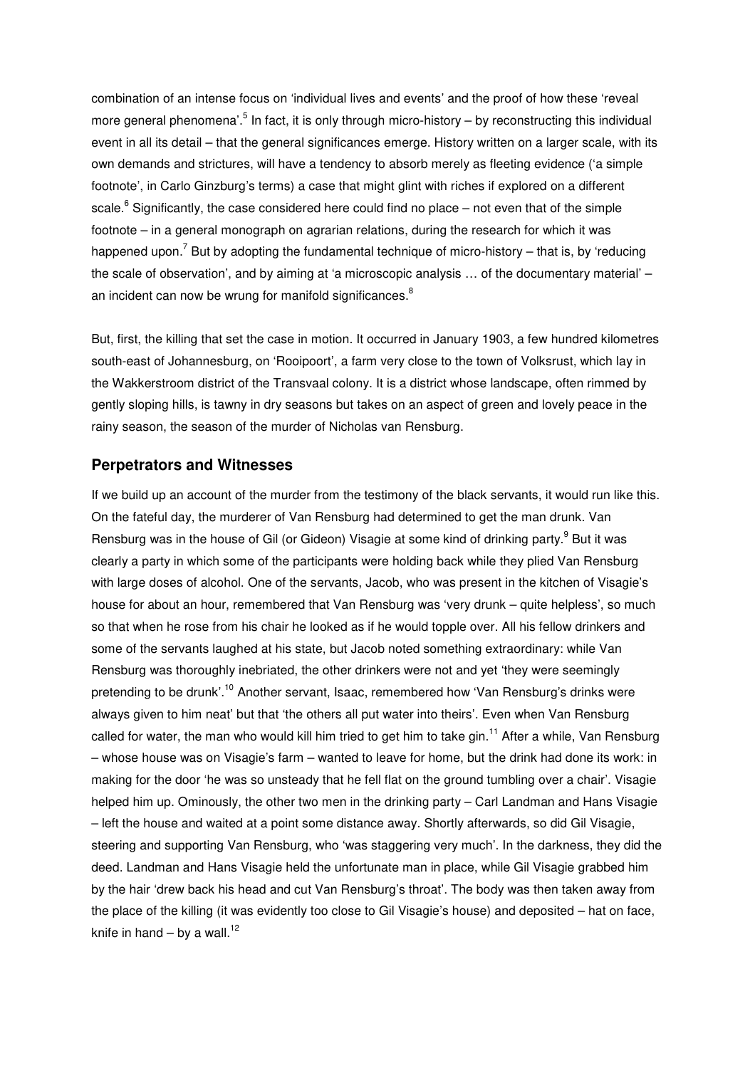combination of an intense focus on 'individual lives and events' and the proof of how these 'reveal more general phenomena'.[5] In fact, it is only through micro-history – by reconstructing this individual event in all its detail – that the general significances emerge. History written on a larger scale, with its own demands and strictures, will have a tendency to absorb merely as fleeting evidence ('a simple footnote', in Carlo Ginzburg's terms) a case that might glint with riches if explored on a different scale.[6] Significantly, the case considered here could find no place – not even that of the simple footnote – in a general monograph on agrarian relations, during the research for which it was happened upon.[7] But by adopting the fundamental technique of micro-history – that is, by 'reducing the scale of observation', and by aiming at 'a microscopic analysis … of the documentary material' – an incident can now be wrung for manifold significances.[8]

But, first, the killing that set the case in motion. It occurred in January 1903, a few hundred kilometres south-east of Johannesburg, on 'Rooipoort', a farm very close to the town of Volksrust, which lay in the Wakkerstroom district of the Transvaal colony. It is a district whose landscape, often rimmed by gently sloping hills, is tawny in dry seasons but takes on an aspect of green and lovely peace in the rainy season, the season of the murder of Nicholas van Rensburg.

## Perpetrators and Witnesses

If we build up an account of the murder from the testimony of the black servants, it would run like this. On the fateful day, the murderer of Van Rensburg had determined to get the man drunk. Van Rensburg was in the house of Gil (or Gideon) Visagie at some kind of drinking party.[9] But it was clearly a party in which some of the participants were holding back while they plied Van Rensburg with large doses of alcohol. One of the servants, Jacob, who was present in the kitchen of Visagie's house for about an hour, remembered that Van Rensburg was 'very drunk – quite helpless', so much so that when he rose from his chair he looked as if he would topple over. All his fellow drinkers and some of the servants laughed at his state, but Jacob noted something extraordinary: while Van Rensburg was thoroughly inebriated, the other drinkers were not and yet 'they were seemingly pretending to be drunk'.[10] Another servant, Isaac, remembered how 'Van Rensburg's drinks were always given to him neat' but that 'the others all put water into theirs'. Even when Van Rensburg called for water, the man who would kill him tried to get him to take gin.[11] After a while, Van Rensburg – whose house was on Visagie's farm – wanted to leave for home, but the drink had done its work: in making for the door 'he was so unsteady that he fell flat on the ground tumbling over a chair'. Visagie helped him up. Ominously, the other two men in the drinking party – Carl Landman and Hans Visagie – left the house and waited at a point some distance away. Shortly afterwards, so did Gil Visagie, steering and supporting Van Rensburg, who 'was staggering very much'. In the darkness, they did the deed. Landman and Hans Visagie held the unfortunate man in place, while Gil Visagie grabbed him by the hair 'drew back his head and cut Van Rensburg's throat'. The body was then taken away from the place of the killing (it was evidently too close to Gil Visagie's house) and deposited – hat on face, knife in hand – by a wall.[12]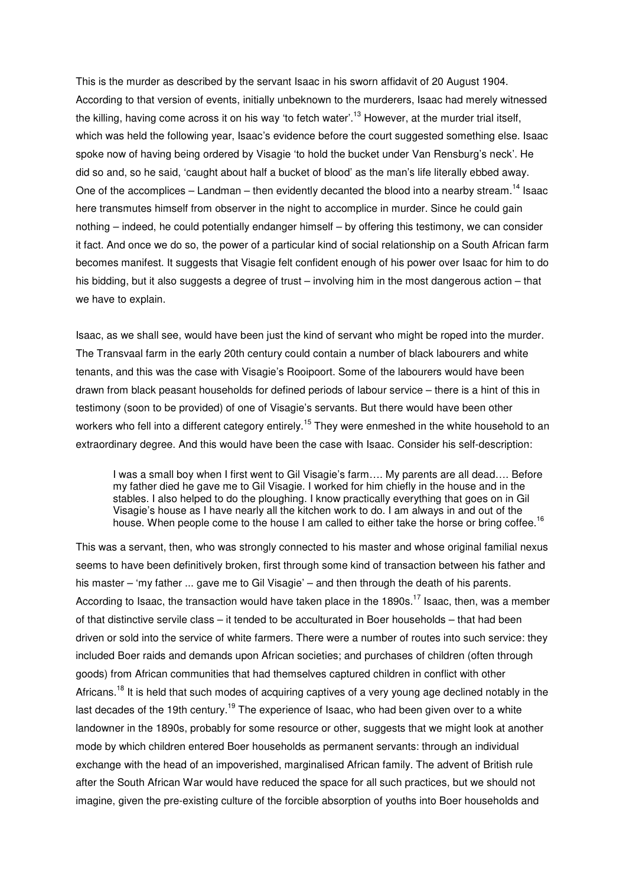This is the murder as described by the servant Isaac in his sworn affidavit of 20 August 1904. According to that version of events, initially unbeknown to the murderers, Isaac had merely witnessed the killing, having come across it on his way 'to fetch water'.[13] However, at the murder trial itself, which was held the following year, Isaac's evidence before the court suggested something else. Isaac spoke now of having being ordered by Visagie 'to hold the bucket under Van Rensburg's neck'. He did so and, so he said, 'caught about half a bucket of blood' as the man's life literally ebbed away. One of the accomplices – Landman – then evidently decanted the blood into a nearby stream.[14] Isaac here transmutes himself from observer in the night to accomplice in murder. Since he could gain nothing – indeed, he could potentially endanger himself – by offering this testimony, we can consider it fact. And once we do so, the power of a particular kind of social relationship on a South African farm becomes manifest. It suggests that Visagie felt confident enough of his power over Isaac for him to do his bidding, but it also suggests a degree of trust – involving him in the most dangerous action – that we have to explain.

Isaac, as we shall see, would have been just the kind of servant who might be roped into the murder. The Transvaal farm in the early 20th century could contain a number of black labourers and white tenants, and this was the case with Visagie's Rooipoort. Some of the labourers would have been drawn from black peasant households for defined periods of labour service – there is a hint of this in testimony (soon to be provided) of one of Visagie's servants. But there would have been other workers who fell into a different category entirely.[15] They were enmeshed in the white household to an extraordinary degree. And this would have been the case with Isaac. Consider his self-description:

> I was a small boy when I first went to Gil Visagie's farm…. My parents are all dead…. Before my father died he gave me to Gil Visagie. I worked for him chiefly in the house and in the stables. I also helped to do the ploughing. I know practically everything that goes on in Gil Visagie's house as I have nearly all the kitchen work to do. I am always in and out of the house. When people come to the house I am called to either take the horse or bring coffee.[16]

This was a servant, then, who was strongly connected to his master and whose original familial nexus seems to have been definitively broken, first through some kind of transaction between his father and his master – 'my father ... gave me to Gil Visagie' – and then through the death of his parents. According to Isaac, the transaction would have taken place in the 1890s.[17] Isaac, then, was a member of that distinctive servile class – it tended to be acculturated in Boer households – that had been driven or sold into the service of white farmers. There were a number of routes into such service: they included Boer raids and demands upon African societies; and purchases of children (often through goods) from African communities that had themselves captured children in conflict with other Africans.[18] It is held that such modes of acquiring captives of a very young age declined notably in the last decades of the 19th century.[19] The experience of Isaac, who had been given over to a white landowner in the 1890s, probably for some resource or other, suggests that we might look at another mode by which children entered Boer households as permanent servants: through an individual exchange with the head of an impoverished, marginalised African family. The advent of British rule after the South African War would have reduced the space for all such practices, but we should not imagine, given the pre-existing culture of the forcible absorption of youths into Boer households and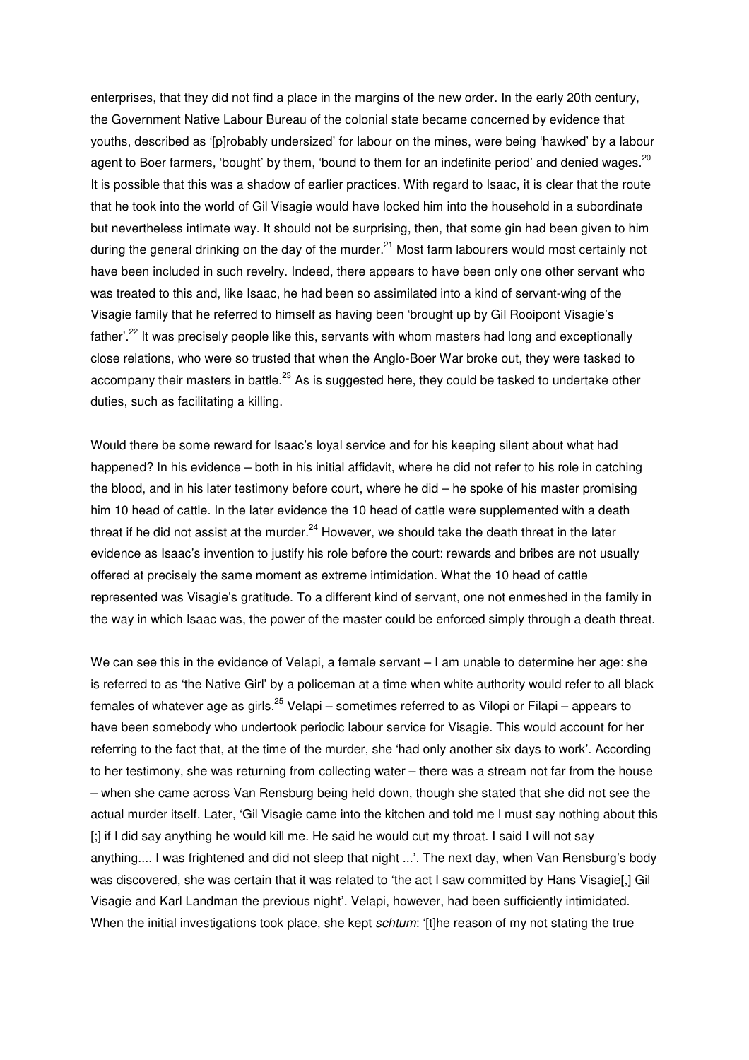enterprises, that they did not find a place in the margins of the new order. In the early 20th century, the Government Native Labour Bureau of the colonial state became concerned by evidence that youths, described as '[p]robably undersized' for labour on the mines, were being 'hawked' by a labour agent to Boer farmers, 'bought' by them, 'bound to them for an indefinite period' and denied wages.[20] It is possible that this was a shadow of earlier practices. With regard to Isaac, it is clear that the route that he took into the world of Gil Visagie would have locked him into the household in a subordinate but nevertheless intimate way. It should not be surprising, then, that some gin had been given to him during the general drinking on the day of the murder.[21] Most farm labourers would most certainly not have been included in such revelry. Indeed, there appears to have been only one other servant who was treated to this and, like Isaac, he had been so assimilated into a kind of servant-wing of the Visagie family that he referred to himself as having been 'brought up by Gil Rooipont Visagie's father'.[22] It was precisely people like this, servants with whom masters had long and exceptionally close relations, who were so trusted that when the Anglo-Boer War broke out, they were tasked to accompany their masters in battle.[23] As is suggested here, they could be tasked to undertake other duties, such as facilitating a killing.

Would there be some reward for Isaac's loyal service and for his keeping silent about what had happened? In his evidence – both in his initial affidavit, where he did not refer to his role in catching the blood, and in his later testimony before court, where he did – he spoke of his master promising him 10 head of cattle. In the later evidence the 10 head of cattle were supplemented with a death threat if he did not assist at the murder.[24] However, we should take the death threat in the later evidence as Isaac's invention to justify his role before the court: rewards and bribes are not usually offered at precisely the same moment as extreme intimidation. What the 10 head of cattle represented was Visagie's gratitude. To a different kind of servant, one not enmeshed in the family in the way in which Isaac was, the power of the master could be enforced simply through a death threat.

We can see this in the evidence of Velapi, a female servant – I am unable to determine her age: she is referred to as 'the Native Girl' by a policeman at a time when white authority would refer to all black females of whatever age as girls.[25] Velapi – sometimes referred to as Vilopi or Filapi – appears to have been somebody who undertook periodic labour service for Visagie. This would account for her referring to the fact that, at the time of the murder, she 'had only another six days to work'. According to her testimony, she was returning from collecting water – there was a stream not far from the house – when she came across Van Rensburg being held down, though she stated that she did not see the actual murder itself. Later, 'Gil Visagie came into the kitchen and told me I must say nothing about this [;] if I did say anything he would kill me. He said he would cut my throat. I said I will not say anything.... I was frightened and did not sleep that night ...'. The next day, when Van Rensburg's body was discovered, she was certain that it was related to 'the act I saw committed by Hans Visagie[,] Gil Visagie and Karl Landman the previous night'. Velapi, however, had been sufficiently intimidated. When the initial investigations took place, she kept *schtum*: '[t]he reason of my not stating the true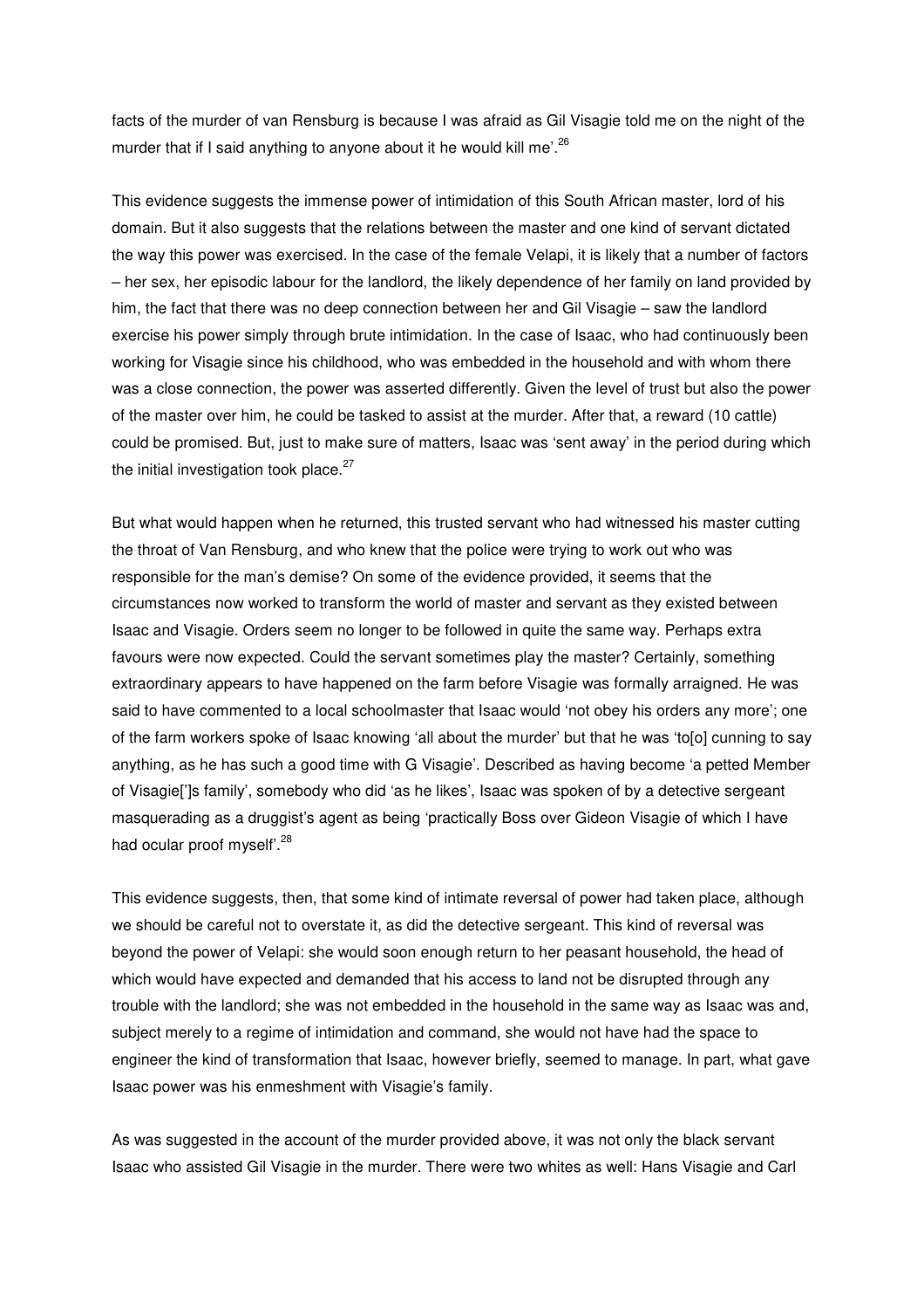facts of the murder of van Rensburg is because I was afraid as Gil Visagie told me on the night of the murder that if I said anything to anyone about it he would kill me'.[26]

This evidence suggests the immense power of intimidation of this South African master, lord of his domain. But it also suggests that the relations between the master and one kind of servant dictated the way this power was exercised. In the case of the female Velapi, it is likely that a number of factors – her sex, her episodic labour for the landlord, the likely dependence of her family on land provided by him, the fact that there was no deep connection between her and Gil Visagie – saw the landlord exercise his power simply through brute intimidation. In the case of Isaac, who had continuously been working for Visagie since his childhood, who was embedded in the household and with whom there was a close connection, the power was asserted differently. Given the level of trust but also the power of the master over him, he could be tasked to assist at the murder. After that, a reward (10 cattle) could be promised. But, just to make sure of matters, Isaac was 'sent away' in the period during which the initial investigation took place.[27]

But what would happen when he returned, this trusted servant who had witnessed his master cutting the throat of Van Rensburg, and who knew that the police were trying to work out who was responsible for the man's demise? On some of the evidence provided, it seems that the circumstances now worked to transform the world of master and servant as they existed between Isaac and Visagie. Orders seem no longer to be followed in quite the same way. Perhaps extra favours were now expected. Could the servant sometimes play the master? Certainly, something extraordinary appears to have happened on the farm before Visagie was formally arraigned. He was said to have commented to a local schoolmaster that Isaac would 'not obey his orders any more'; one of the farm workers spoke of Isaac knowing 'all about the murder' but that he was 'to[o] cunning to say anything, as he has such a good time with G Visagie'. Described as having become 'a petted Member of Visagie[']s family', somebody who did 'as he likes', Isaac was spoken of by a detective sergeant masquerading as a druggist's agent as being 'practically Boss over Gideon Visagie of which I have had ocular proof myself'.[28]

This evidence suggests, then, that some kind of intimate reversal of power had taken place, although we should be careful not to overstate it, as did the detective sergeant. This kind of reversal was beyond the power of Velapi: she would soon enough return to her peasant household, the head of which would have expected and demanded that his access to land not be disrupted through any trouble with the landlord; she was not embedded in the household in the same way as Isaac was and, subject merely to a regime of intimidation and command, she would not have had the space to engineer the kind of transformation that Isaac, however briefly, seemed to manage. In part, what gave Isaac power was his enmeshment with Visagie's family.

As was suggested in the account of the murder provided above, it was not only the black servant Isaac who assisted Gil Visagie in the murder. There were two whites as well: Hans Visagie and Carl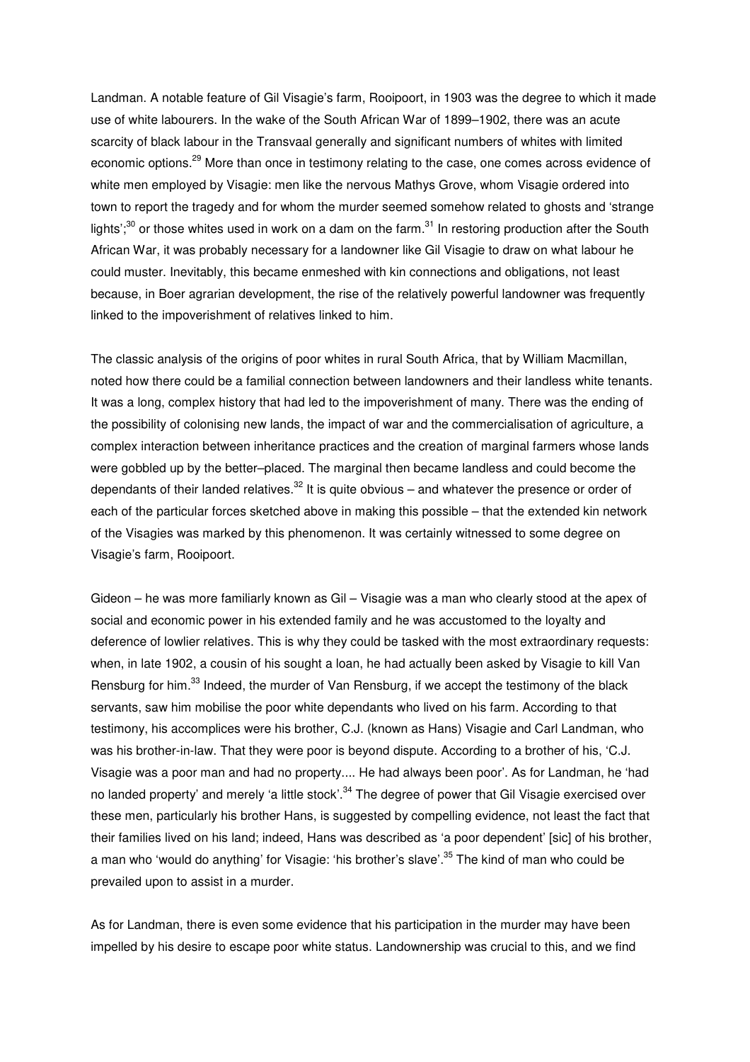Landman. A notable feature of Gil Visagie's farm, Rooipoort, in 1903 was the degree to which it made use of white labourers. In the wake of the South African War of 1899–1902, there was an acute scarcity of black labour in the Transvaal generally and significant numbers of whites with limited economic options.[29] More than once in testimony relating to the case, one comes across evidence of white men employed by Visagie: men like the nervous Mathys Grove, whom Visagie ordered into town to report the tragedy and for whom the murder seemed somehow related to ghosts and 'strange lights';[30] or those whites used in work on a dam on the farm.[31] In restoring production after the South African War, it was probably necessary for a landowner like Gil Visagie to draw on what labour he could muster. Inevitably, this became enmeshed with kin connections and obligations, not least because, in Boer agrarian development, the rise of the relatively powerful landowner was frequently linked to the impoverishment of relatives linked to him.

The classic analysis of the origins of poor whites in rural South Africa, that by William Macmillan, noted how there could be a familial connection between landowners and their landless white tenants. It was a long, complex history that had led to the impoverishment of many. There was the ending of the possibility of colonising new lands, the impact of war and the commercialisation of agriculture, a complex interaction between inheritance practices and the creation of marginal farmers whose lands were gobbled up by the better–placed. The marginal then became landless and could become the dependants of their landed relatives.[32] It is quite obvious – and whatever the presence or order of each of the particular forces sketched above in making this possible – that the extended kin network of the Visagies was marked by this phenomenon. It was certainly witnessed to some degree on Visagie's farm, Rooipoort.

Gideon – he was more familiarly known as Gil – Visagie was a man who clearly stood at the apex of social and economic power in his extended family and he was accustomed to the loyalty and deference of lowlier relatives. This is why they could be tasked with the most extraordinary requests: when, in late 1902, a cousin of his sought a loan, he had actually been asked by Visagie to kill Van Rensburg for him.[33] Indeed, the murder of Van Rensburg, if we accept the testimony of the black servants, saw him mobilise the poor white dependants who lived on his farm. According to that testimony, his accomplices were his brother, C.J. (known as Hans) Visagie and Carl Landman, who was his brother-in-law. That they were poor is beyond dispute. According to a brother of his, 'C.J. Visagie was a poor man and had no property.... He had always been poor'. As for Landman, he 'had no landed property' and merely 'a little stock'.[34] The degree of power that Gil Visagie exercised over these men, particularly his brother Hans, is suggested by compelling evidence, not least the fact that their families lived on his land; indeed, Hans was described as 'a poor dependent' [sic] of his brother, a man who 'would do anything' for Visagie: 'his brother's slave'.[35] The kind of man who could be prevailed upon to assist in a murder.

As for Landman, there is even some evidence that his participation in the murder may have been impelled by his desire to escape poor white status. Landownership was crucial to this, and we find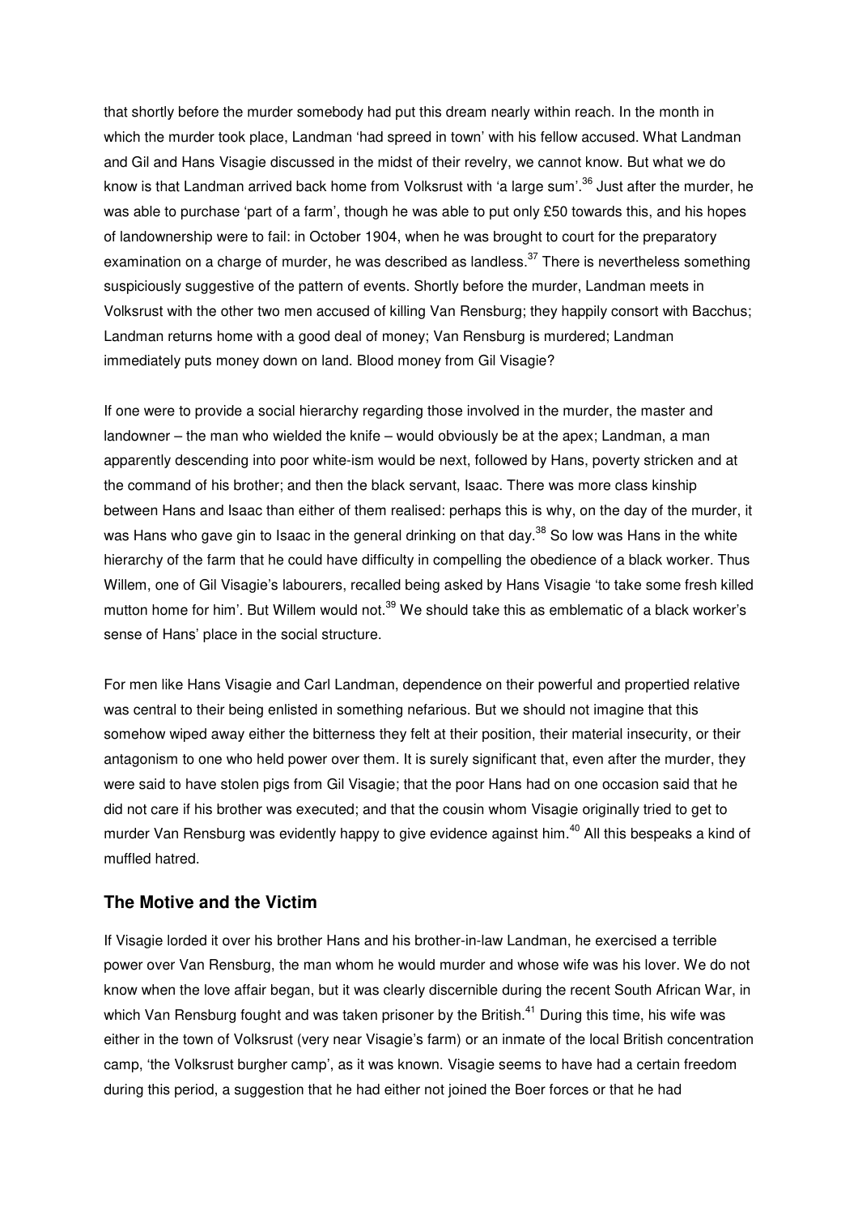that shortly before the murder somebody had put this dream nearly within reach. In the month in which the murder took place, Landman 'had spreed in town' with his fellow accused. What Landman and Gil and Hans Visagie discussed in the midst of their revelry, we cannot know. But what we do know is that Landman arrived back home from Volksrust with 'a large sum'.[36] Just after the murder, he was able to purchase 'part of a farm', though he was able to put only £50 towards this, and his hopes of landownership were to fail: in October 1904, when he was brought to court for the preparatory examination on a charge of murder, he was described as landless.[37] There is nevertheless something suspiciously suggestive of the pattern of events. Shortly before the murder, Landman meets in Volksrust with the other two men accused of killing Van Rensburg; they happily consort with Bacchus; Landman returns home with a good deal of money; Van Rensburg is murdered; Landman immediately puts money down on land. Blood money from Gil Visagie?

If one were to provide a social hierarchy regarding those involved in the murder, the master and landowner – the man who wielded the knife – would obviously be at the apex; Landman, a man apparently descending into poor white-ism would be next, followed by Hans, poverty stricken and at the command of his brother; and then the black servant, Isaac. There was more class kinship between Hans and Isaac than either of them realised: perhaps this is why, on the day of the murder, it was Hans who gave gin to Isaac in the general drinking on that day.[38] So low was Hans in the white hierarchy of the farm that he could have difficulty in compelling the obedience of a black worker. Thus Willem, one of Gil Visagie's labourers, recalled being asked by Hans Visagie 'to take some fresh killed mutton home for him'. But Willem would not.[39] We should take this as emblematic of a black worker's sense of Hans' place in the social structure.

For men like Hans Visagie and Carl Landman, dependence on their powerful and propertied relative was central to their being enlisted in something nefarious. But we should not imagine that this somehow wiped away either the bitterness they felt at their position, their material insecurity, or their antagonism to one who held power over them. It is surely significant that, even after the murder, they were said to have stolen pigs from Gil Visagie; that the poor Hans had on one occasion said that he did not care if his brother was executed; and that the cousin whom Visagie originally tried to get to murder Van Rensburg was evidently happy to give evidence against him.[40] All this bespeaks a kind of muffled hatred.

## The Motive and the Victim

If Visagie lorded it over his brother Hans and his brother-in-law Landman, he exercised a terrible power over Van Rensburg, the man whom he would murder and whose wife was his lover. We do not know when the love affair began, but it was clearly discernible during the recent South African War, in which Van Rensburg fought and was taken prisoner by the British.[41] During this time, his wife was either in the town of Volksrust (very near Visagie's farm) or an inmate of the local British concentration camp, 'the Volksrust burgher camp', as it was known. Visagie seems to have had a certain freedom during this period, a suggestion that he had either not joined the Boer forces or that he had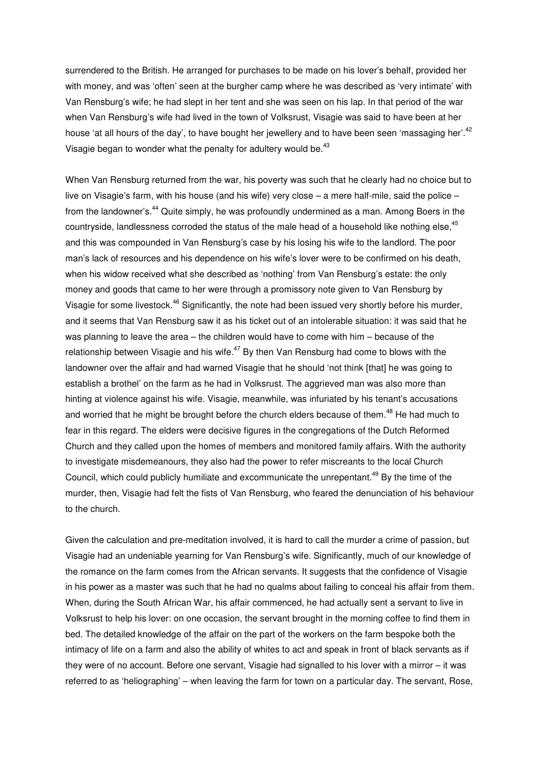surrendered to the British. He arranged for purchases to be made on his lover's behalf, provided her with money, and was 'often' seen at the burgher camp where he was described as 'very intimate' with Van Rensburg's wife; he had slept in her tent and she was seen on his lap. In that period of the war when Van Rensburg's wife had lived in the town of Volksrust, Visagie was said to have been at her house 'at all hours of the day', to have bought her jewellery and to have been seen 'massaging her'.[42] Visagie began to wonder what the penalty for adultery would be.[43]

When Van Rensburg returned from the war, his poverty was such that he clearly had no choice but to live on Visagie's farm, with his house (and his wife) very close – a mere half-mile, said the police – from the landowner's.[44] Quite simply, he was profoundly undermined as a man. Among Boers in the countryside, landlessness corroded the status of the male head of a household like nothing else,[45] and this was compounded in Van Rensburg's case by his losing his wife to the landlord. The poor man's lack of resources and his dependence on his wife's lover were to be confirmed on his death, when his widow received what she described as 'nothing' from Van Rensburg's estate: the only money and goods that came to her were through a promissory note given to Van Rensburg by Visagie for some livestock.[46] Significantly, the note had been issued very shortly before his murder, and it seems that Van Rensburg saw it as his ticket out of an intolerable situation: it was said that he was planning to leave the area – the children would have to come with him – because of the relationship between Visagie and his wife.[47] By then Van Rensburg had come to blows with the landowner over the affair and had warned Visagie that he should 'not think [that] he was going to establish a brothel' on the farm as he had in Volksrust. The aggrieved man was also more than hinting at violence against his wife. Visagie, meanwhile, was infuriated by his tenant's accusations and worried that he might be brought before the church elders because of them.[48] He had much to fear in this regard. The elders were decisive figures in the congregations of the Dutch Reformed Church and they called upon the homes of members and monitored family affairs. With the authority to investigate misdemeanours, they also had the power to refer miscreants to the local Church Council, which could publicly humiliate and excommunicate the unrepentant.[49] By the time of the murder, then, Visagie had felt the fists of Van Rensburg, who feared the denunciation of his behaviour to the church.

Given the calculation and pre-meditation involved, it is hard to call the murder a crime of passion, but Visagie had an undeniable yearning for Van Rensburg's wife. Significantly, much of our knowledge of the romance on the farm comes from the African servants. It suggests that the confidence of Visagie in his power as a master was such that he had no qualms about failing to conceal his affair from them. When, during the South African War, his affair commenced, he had actually sent a servant to live in Volksrust to help his lover: on one occasion, the servant brought in the morning coffee to find them in bed. The detailed knowledge of the affair on the part of the workers on the farm bespoke both the intimacy of life on a farm and also the ability of whites to act and speak in front of black servants as if they were of no account. Before one servant, Visagie had signalled to his lover with a mirror – it was referred to as 'heliographing' – when leaving the farm for town on a particular day. The servant, Rose,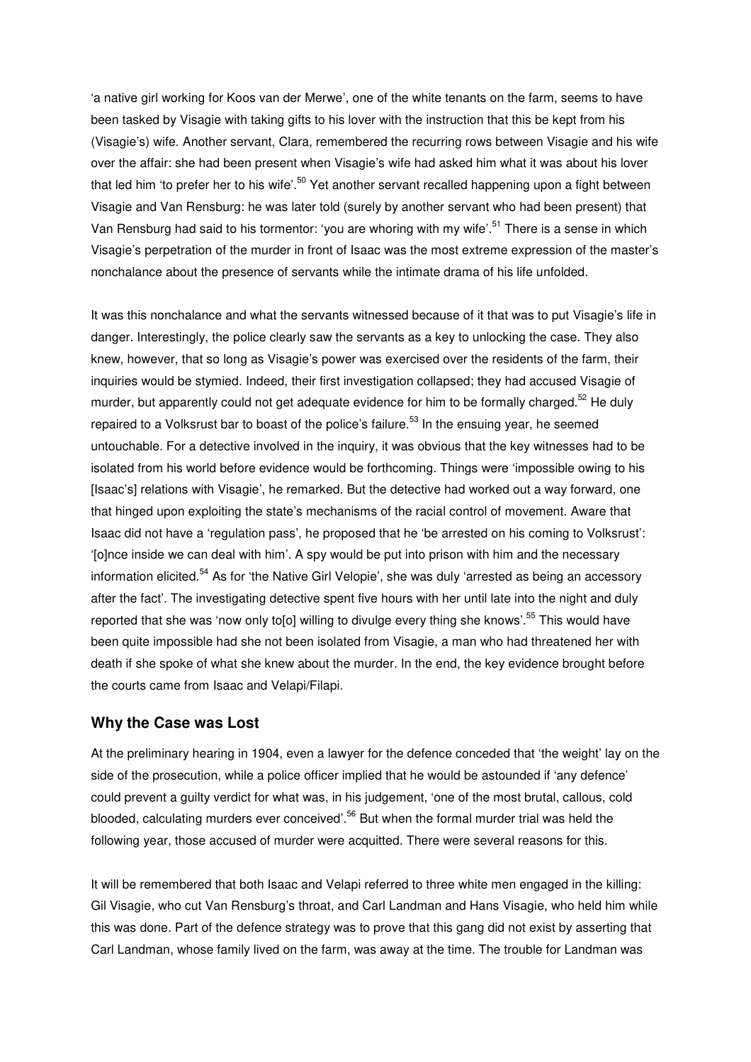'a native girl working for Koos van der Merwe', one of the white tenants on the farm, seems to have been tasked by Visagie with taking gifts to his lover with the instruction that this be kept from his (Visagie's) wife. Another servant, Clara, remembered the recurring rows between Visagie and his wife over the affair: she had been present when Visagie's wife had asked him what it was about his lover that led him 'to prefer her to his wife'.[50] Yet another servant recalled happening upon a fight between Visagie and Van Rensburg: he was later told (surely by another servant who had been present) that Van Rensburg had said to his tormentor: 'you are whoring with my wife'.[51] There is a sense in which Visagie's perpetration of the murder in front of Isaac was the most extreme expression of the master's nonchalance about the presence of servants while the intimate drama of his life unfolded.

It was this nonchalance and what the servants witnessed because of it that was to put Visagie's life in danger. Interestingly, the police clearly saw the servants as a key to unlocking the case. They also knew, however, that so long as Visagie's power was exercised over the residents of the farm, their inquiries would be stymied. Indeed, their first investigation collapsed; they had accused Visagie of murder, but apparently could not get adequate evidence for him to be formally charged.[52] He duly repaired to a Volksrust bar to boast of the police's failure.[53] In the ensuing year, he seemed untouchable. For a detective involved in the inquiry, it was obvious that the key witnesses had to be isolated from his world before evidence would be forthcoming. Things were 'impossible owing to his [Isaac's] relations with Visagie', he remarked. But the detective had worked out a way forward, one that hinged upon exploiting the state's mechanisms of the racial control of movement. Aware that Isaac did not have a 'regulation pass', he proposed that he 'be arrested on his coming to Volksrust': '[o]nce inside we can deal with him'. A spy would be put into prison with him and the necessary information elicited.[54] As for 'the Native Girl Velopie', she was duly 'arrested as being an accessory after the fact'. The investigating detective spent five hours with her until late into the night and duly reported that she was 'now only to[o] willing to divulge every thing she knows'.[55] This would have been quite impossible had she not been isolated from Visagie, a man who had threatened her with death if she spoke of what she knew about the murder. In the end, the key evidence brought before the courts came from Isaac and Velapi/Filapi.

## Why the Case was Lost

At the preliminary hearing in 1904, even a lawyer for the defence conceded that 'the weight' lay on the side of the prosecution, while a police officer implied that he would be astounded if 'any defence' could prevent a guilty verdict for what was, in his judgement, 'one of the most brutal, callous, cold blooded, calculating murders ever conceived'.[56] But when the formal murder trial was held the following year, those accused of murder were acquitted. There were several reasons for this.

It will be remembered that both Isaac and Velapi referred to three white men engaged in the killing: Gil Visagie, who cut Van Rensburg's throat, and Carl Landman and Hans Visagie, who held him while this was done. Part of the defence strategy was to prove that this gang did not exist by asserting that Carl Landman, whose family lived on the farm, was away at the time. The trouble for Landman was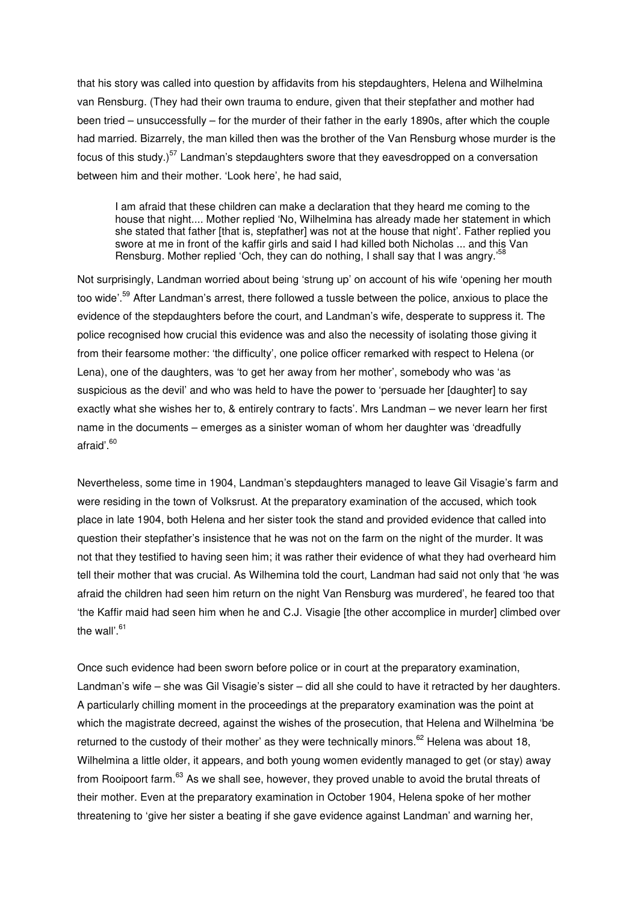that his story was called into question by affidavits from his stepdaughters, Helena and Wilhelmina van Rensburg. (They had their own trauma to endure, given that their stepfather and mother had been tried – unsuccessfully – for the murder of their father in the early 1890s, after which the couple had married. Bizarrely, the man killed then was the brother of the Van Rensburg whose murder is the focus of this study.)[57] Landman's stepdaughters swore that they eavesdropped on a conversation between him and their mother. 'Look here', he had said,

> I am afraid that these children can make a declaration that they heard me coming to the house that night.... Mother replied 'No, Wilhelmina has already made her statement in which she stated that father [that is, stepfather] was not at the house that night'. Father replied you swore at me in front of the kaffir girls and said I had killed both Nicholas ... and this Van Rensburg. Mother replied 'Och, they can do nothing, I shall say that I was angry.'[58]

Not surprisingly, Landman worried about being 'strung up' on account of his wife 'opening her mouth too wide'.[59] After Landman's arrest, there followed a tussle between the police, anxious to place the evidence of the stepdaughters before the court, and Landman's wife, desperate to suppress it. The police recognised how crucial this evidence was and also the necessity of isolating those giving it from their fearsome mother: 'the difficulty', one police officer remarked with respect to Helena (or Lena), one of the daughters, was 'to get her away from her mother', somebody who was 'as suspicious as the devil' and who was held to have the power to 'persuade her [daughter] to say exactly what she wishes her to, & entirely contrary to facts'. Mrs Landman – we never learn her first name in the documents – emerges as a sinister woman of whom her daughter was 'dreadfully afraid'.[60]

Nevertheless, some time in 1904, Landman's stepdaughters managed to leave Gil Visagie's farm and were residing in the town of Volksrust. At the preparatory examination of the accused, which took place in late 1904, both Helena and her sister took the stand and provided evidence that called into question their stepfather's insistence that he was not on the farm on the night of the murder. It was not that they testified to having seen him; it was rather their evidence of what they had overheard him tell their mother that was crucial. As Wilhemina told the court, Landman had said not only that 'he was afraid the children had seen him return on the night Van Rensburg was murdered', he feared too that 'the Kaffir maid had seen him when he and C.J. Visagie [the other accomplice in murder] climbed over the wall'.[61]

Once such evidence had been sworn before police or in court at the preparatory examination, Landman's wife – she was Gil Visagie's sister – did all she could to have it retracted by her daughters. A particularly chilling moment in the proceedings at the preparatory examination was the point at which the magistrate decreed, against the wishes of the prosecution, that Helena and Wilhelmina 'be returned to the custody of their mother' as they were technically minors.[62] Helena was about 18, Wilhelmina a little older, it appears, and both young women evidently managed to get (or stay) away from Rooipoort farm.[63] As we shall see, however, they proved unable to avoid the brutal threats of their mother. Even at the preparatory examination in October 1904, Helena spoke of her mother threatening to 'give her sister a beating if she gave evidence against Landman' and warning her,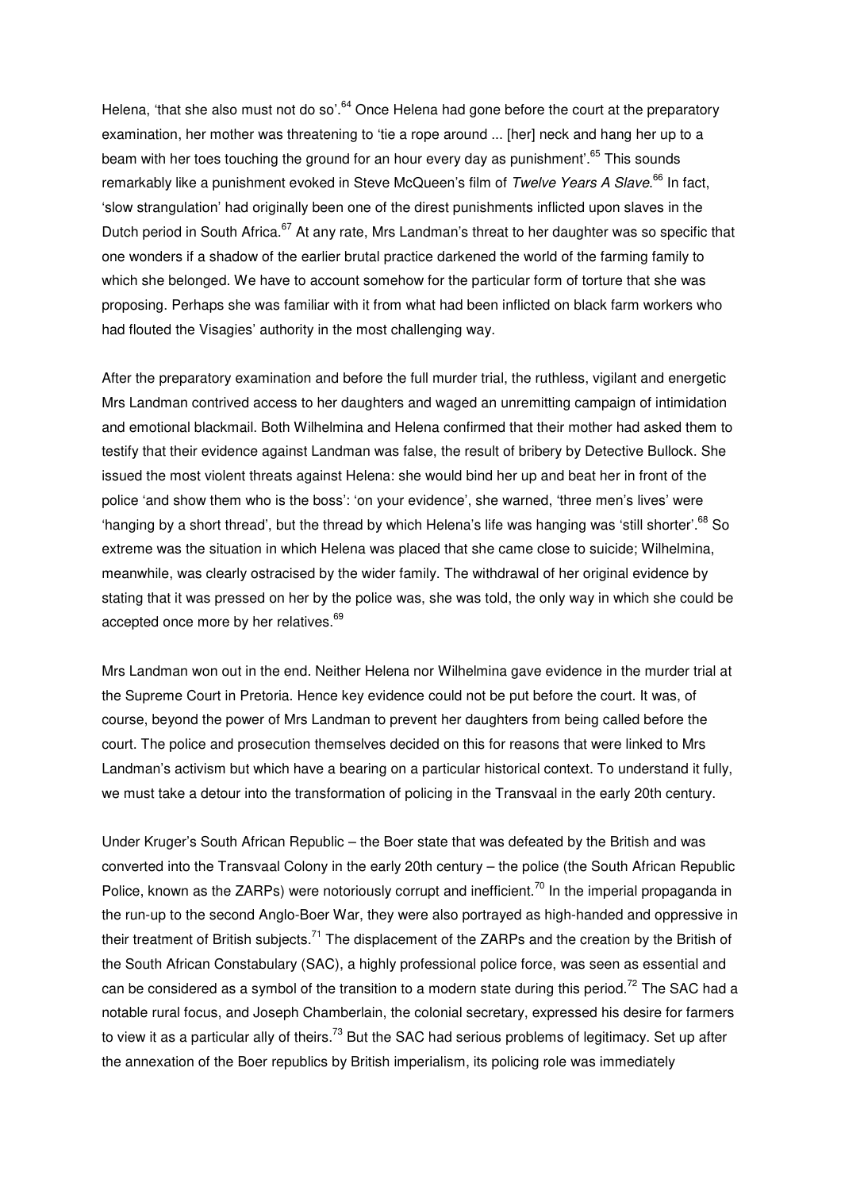Helena, 'that she also must not do so'.[64] Once Helena had gone before the court at the preparatory examination, her mother was threatening to 'tie a rope around ... [her] neck and hang her up to a beam with her toes touching the ground for an hour every day as punishment'.[65] This sounds remarkably like a punishment evoked in Steve McQueen's film of *Twelve Years A Slave*.[66] In fact, 'slow strangulation' had originally been one of the direst punishments inflicted upon slaves in the Dutch period in South Africa.[67] At any rate, Mrs Landman's threat to her daughter was so specific that one wonders if a shadow of the earlier brutal practice darkened the world of the farming family to which she belonged. We have to account somehow for the particular form of torture that she was proposing. Perhaps she was familiar with it from what had been inflicted on black farm workers who had flouted the Visagies' authority in the most challenging way.

After the preparatory examination and before the full murder trial, the ruthless, vigilant and energetic Mrs Landman contrived access to her daughters and waged an unremitting campaign of intimidation and emotional blackmail. Both Wilhelmina and Helena confirmed that their mother had asked them to testify that their evidence against Landman was false, the result of bribery by Detective Bullock. She issued the most violent threats against Helena: she would bind her up and beat her in front of the police 'and show them who is the boss': 'on your evidence', she warned, 'three men's lives' were 'hanging by a short thread', but the thread by which Helena's life was hanging was 'still shorter'.[68] So extreme was the situation in which Helena was placed that she came close to suicide; Wilhelmina, meanwhile, was clearly ostracised by the wider family. The withdrawal of her original evidence by stating that it was pressed on her by the police was, she was told, the only way in which she could be accepted once more by her relatives.[69]

Mrs Landman won out in the end. Neither Helena nor Wilhelmina gave evidence in the murder trial at the Supreme Court in Pretoria. Hence key evidence could not be put before the court. It was, of course, beyond the power of Mrs Landman to prevent her daughters from being called before the court. The police and prosecution themselves decided on this for reasons that were linked to Mrs Landman's activism but which have a bearing on a particular historical context. To understand it fully, we must take a detour into the transformation of policing in the Transvaal in the early 20th century.

Under Kruger's South African Republic – the Boer state that was defeated by the British and was converted into the Transvaal Colony in the early 20th century – the police (the South African Republic Police, known as the ZARPs) were notoriously corrupt and inefficient.[70] In the imperial propaganda in the run-up to the second Anglo-Boer War, they were also portrayed as high-handed and oppressive in their treatment of British subjects.[71] The displacement of the ZARPs and the creation by the British of the South African Constabulary (SAC), a highly professional police force, was seen as essential and can be considered as a symbol of the transition to a modern state during this period.[72] The SAC had a notable rural focus, and Joseph Chamberlain, the colonial secretary, expressed his desire for farmers to view it as a particular ally of theirs.[73] But the SAC had serious problems of legitimacy. Set up after the annexation of the Boer republics by British imperialism, its policing role was immediately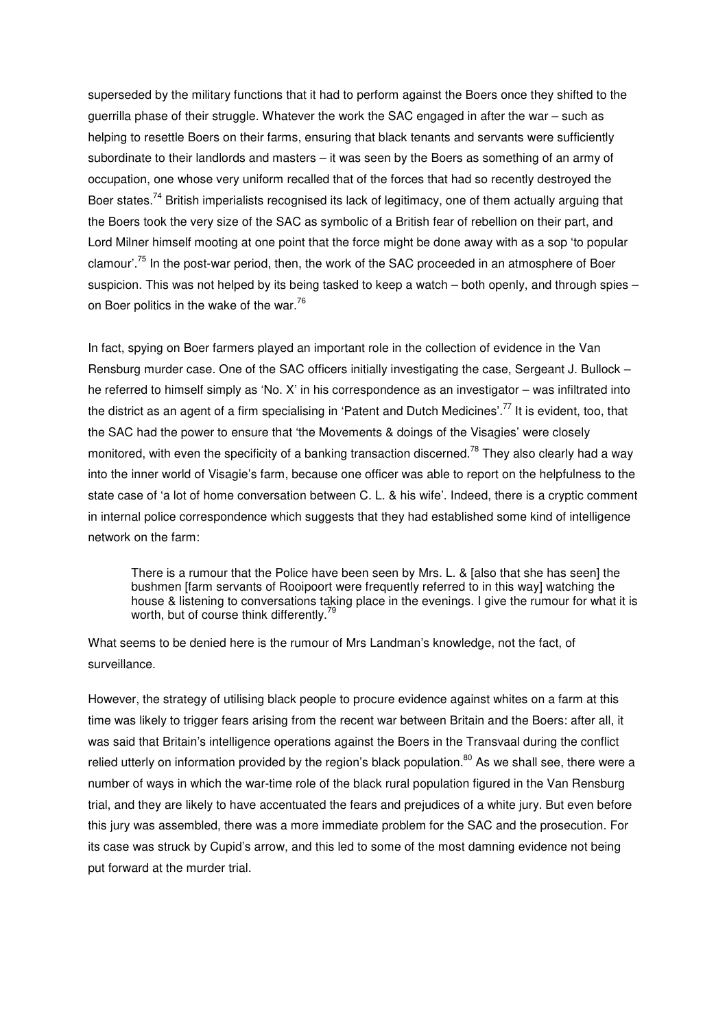superseded by the military functions that it had to perform against the Boers once they shifted to the guerrilla phase of their struggle. Whatever the work the SAC engaged in after the war – such as helping to resettle Boers on their farms, ensuring that black tenants and servants were sufficiently subordinate to their landlords and masters – it was seen by the Boers as something of an army of occupation, one whose very uniform recalled that of the forces that had so recently destroyed the Boer states.[74] British imperialists recognised its lack of legitimacy, one of them actually arguing that the Boers took the very size of the SAC as symbolic of a British fear of rebellion on their part, and Lord Milner himself mooting at one point that the force might be done away with as a sop 'to popular clamour'.[75] In the post-war period, then, the work of the SAC proceeded in an atmosphere of Boer suspicion. This was not helped by its being tasked to keep a watch – both openly, and through spies – on Boer politics in the wake of the war.[76]

In fact, spying on Boer farmers played an important role in the collection of evidence in the Van Rensburg murder case. One of the SAC officers initially investigating the case, Sergeant J. Bullock – he referred to himself simply as 'No. X' in his correspondence as an investigator – was infiltrated into the district as an agent of a firm specialising in 'Patent and Dutch Medicines'.[77] It is evident, too, that the SAC had the power to ensure that 'the Movements & doings of the Visagies' were closely monitored, with even the specificity of a banking transaction discerned.[78] They also clearly had a way into the inner world of Visagie's farm, because one officer was able to report on the helpfulness to the state case of 'a lot of home conversation between C. L. & his wife'. Indeed, there is a cryptic comment in internal police correspondence which suggests that they had established some kind of intelligence network on the farm:

> There is a rumour that the Police have been seen by Mrs. L. & [also that she has seen] the bushmen [farm servants of Rooipoort were frequently referred to in this way] watching the house & listening to conversations taking place in the evenings. I give the rumour for what it is worth, but of course think differently.[79]

What seems to be denied here is the rumour of Mrs Landman's knowledge, not the fact, of surveillance.

However, the strategy of utilising black people to procure evidence against whites on a farm at this time was likely to trigger fears arising from the recent war between Britain and the Boers: after all, it was said that Britain's intelligence operations against the Boers in the Transvaal during the conflict relied utterly on information provided by the region's black population.[80] As we shall see, there were a number of ways in which the war-time role of the black rural population figured in the Van Rensburg trial, and they are likely to have accentuated the fears and prejudices of a white jury. But even before this jury was assembled, there was a more immediate problem for the SAC and the prosecution. For its case was struck by Cupid's arrow, and this led to some of the most damning evidence not being put forward at the murder trial.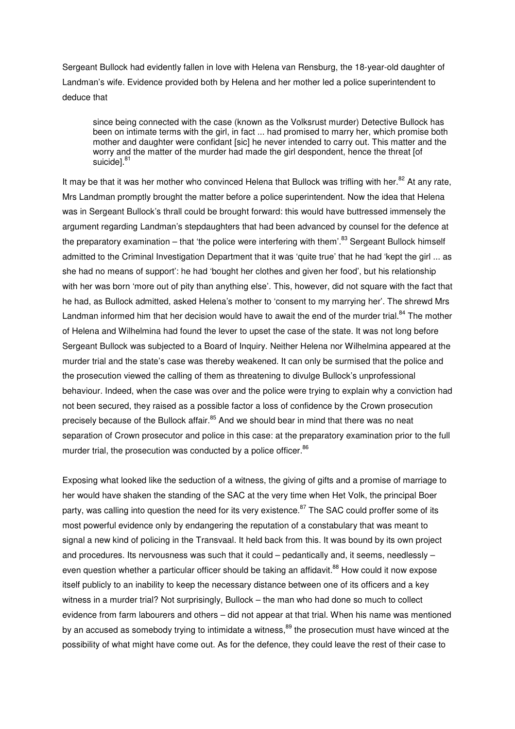Sergeant Bullock had evidently fallen in love with Helena van Rensburg, the 18-year-old daughter of Landman's wife. Evidence provided both by Helena and her mother led a police superintendent to deduce that

> since being connected with the case (known as the Volksrust murder) Detective Bullock has been on intimate terms with the girl, in fact ... had promised to marry her, which promise both mother and daughter were confidant [sic] he never intended to carry out. This matter and the worry and the matter of the murder had made the girl despondent, hence the threat [of suicide].[81]

It may be that it was her mother who convinced Helena that Bullock was trifling with her.[82] At any rate, Mrs Landman promptly brought the matter before a police superintendent. Now the idea that Helena was in Sergeant Bullock's thrall could be brought forward: this would have buttressed immensely the argument regarding Landman's stepdaughters that had been advanced by counsel for the defence at the preparatory examination – that 'the police were interfering with them'.[83] Sergeant Bullock himself admitted to the Criminal Investigation Department that it was 'quite true' that he had 'kept the girl ... as she had no means of support': he had 'bought her clothes and given her food', but his relationship with her was born 'more out of pity than anything else'. This, however, did not square with the fact that he had, as Bullock admitted, asked Helena's mother to 'consent to my marrying her'. The shrewd Mrs Landman informed him that her decision would have to await the end of the murder trial.[84] The mother of Helena and Wilhelmina had found the lever to upset the case of the state. It was not long before Sergeant Bullock was subjected to a Board of Inquiry. Neither Helena nor Wilhelmina appeared at the murder trial and the state's case was thereby weakened. It can only be surmised that the police and the prosecution viewed the calling of them as threatening to divulge Bullock's unprofessional behaviour. Indeed, when the case was over and the police were trying to explain why a conviction had not been secured, they raised as a possible factor a loss of confidence by the Crown prosecution precisely because of the Bullock affair.[85] And we should bear in mind that there was no neat separation of Crown prosecutor and police in this case: at the preparatory examination prior to the full murder trial, the prosecution was conducted by a police officer.[86]

Exposing what looked like the seduction of a witness, the giving of gifts and a promise of marriage to her would have shaken the standing of the SAC at the very time when Het Volk, the principal Boer party, was calling into question the need for its very existence.[87] The SAC could proffer some of its most powerful evidence only by endangering the reputation of a constabulary that was meant to signal a new kind of policing in the Transvaal. It held back from this. It was bound by its own project and procedures. Its nervousness was such that it could – pedantically and, it seems, needlessly – even question whether a particular officer should be taking an affidavit.[88] How could it now expose itself publicly to an inability to keep the necessary distance between one of its officers and a key witness in a murder trial? Not surprisingly, Bullock – the man who had done so much to collect evidence from farm labourers and others – did not appear at that trial. When his name was mentioned by an accused as somebody trying to intimidate a witness,[89] the prosecution must have winced at the possibility of what might have come out. As for the defence, they could leave the rest of their case to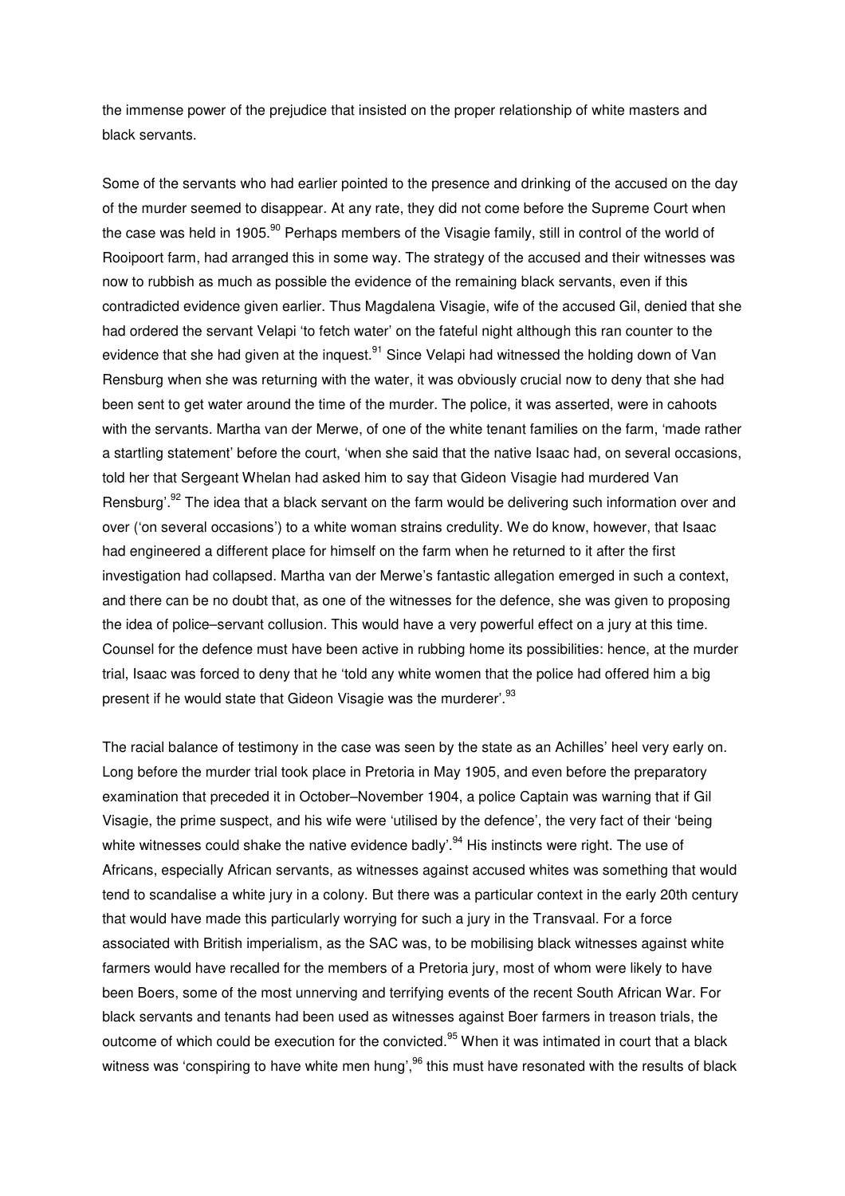the immense power of the prejudice that insisted on the proper relationship of white masters and black servants.

Some of the servants who had earlier pointed to the presence and drinking of the accused on the day of the murder seemed to disappear. At any rate, they did not come before the Supreme Court when the case was held in 1905.[90] Perhaps members of the Visagie family, still in control of the world of Rooipoort farm, had arranged this in some way. The strategy of the accused and their witnesses was now to rubbish as much as possible the evidence of the remaining black servants, even if this contradicted evidence given earlier. Thus Magdalena Visagie, wife of the accused Gil, denied that she had ordered the servant Velapi 'to fetch water' on the fateful night although this ran counter to the evidence that she had given at the inquest.[91] Since Velapi had witnessed the holding down of Van Rensburg when she was returning with the water, it was obviously crucial now to deny that she had been sent to get water around the time of the murder. The police, it was asserted, were in cahoots with the servants. Martha van der Merwe, of one of the white tenant families on the farm, 'made rather a startling statement' before the court, 'when she said that the native Isaac had, on several occasions, told her that Sergeant Whelan had asked him to say that Gideon Visagie had murdered Van Rensburg'.[92] The idea that a black servant on the farm would be delivering such information over and over ('on several occasions') to a white woman strains credulity. We do know, however, that Isaac had engineered a different place for himself on the farm when he returned to it after the first investigation had collapsed. Martha van der Merwe's fantastic allegation emerged in such a context, and there can be no doubt that, as one of the witnesses for the defence, she was given to proposing the idea of police–servant collusion. This would have a very powerful effect on a jury at this time. Counsel for the defence must have been active in rubbing home its possibilities: hence, at the murder trial, Isaac was forced to deny that he 'told any white women that the police had offered him a big present if he would state that Gideon Visagie was the murderer'.[93]

The racial balance of testimony in the case was seen by the state as an Achilles' heel very early on. Long before the murder trial took place in Pretoria in May 1905, and even before the preparatory examination that preceded it in October–November 1904, a police Captain was warning that if Gil Visagie, the prime suspect, and his wife were 'utilised by the defence', the very fact of their 'being white witnesses could shake the native evidence badly'.[94] His instincts were right. The use of Africans, especially African servants, as witnesses against accused whites was something that would tend to scandalise a white jury in a colony. But there was a particular context in the early 20th century that would have made this particularly worrying for such a jury in the Transvaal. For a force associated with British imperialism, as the SAC was, to be mobilising black witnesses against white farmers would have recalled for the members of a Pretoria jury, most of whom were likely to have been Boers, some of the most unnerving and terrifying events of the recent South African War. For black servants and tenants had been used as witnesses against Boer farmers in treason trials, the outcome of which could be execution for the convicted.[95] When it was intimated in court that a black witness was 'conspiring to have white men hung',[96] this must have resonated with the results of black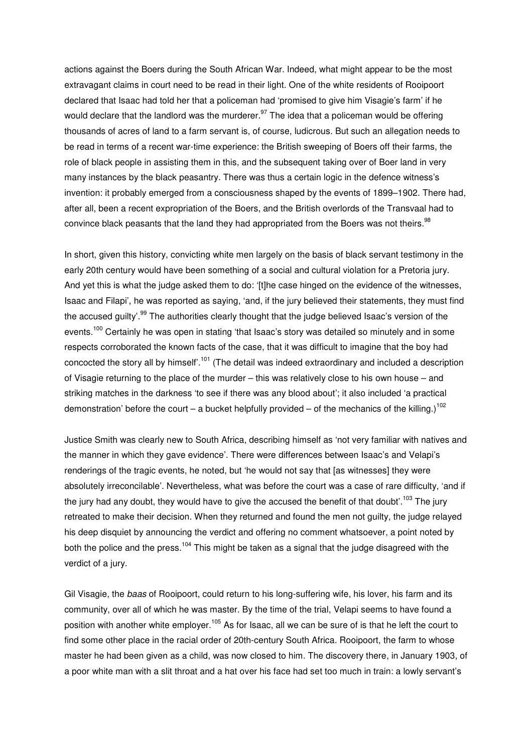actions against the Boers during the South African War. Indeed, what might appear to be the most extravagant claims in court need to be read in their light. One of the white residents of Rooipoort declared that Isaac had told her that a policeman had 'promised to give him Visagie's farm' if he would declare that the landlord was the murderer.[97] The idea that a policeman would be offering thousands of acres of land to a farm servant is, of course, ludicrous. But such an allegation needs to be read in terms of a recent war-time experience: the British sweeping of Boers off their farms, the role of black people in assisting them in this, and the subsequent taking over of Boer land in very many instances by the black peasantry. There was thus a certain logic in the defence witness's invention: it probably emerged from a consciousness shaped by the events of 1899–1902. There had, after all, been a recent expropriation of the Boers, and the British overlords of the Transvaal had to convince black peasants that the land they had appropriated from the Boers was not theirs.[98]

In short, given this history, convicting white men largely on the basis of black servant testimony in the early 20th century would have been something of a social and cultural violation for a Pretoria jury. And yet this is what the judge asked them to do: '[t]he case hinged on the evidence of the witnesses, Isaac and Filapi', he was reported as saying, 'and, if the jury believed their statements, they must find the accused guilty'.[99] The authorities clearly thought that the judge believed Isaac's version of the events.[100] Certainly he was open in stating 'that Isaac's story was detailed so minutely and in some respects corroborated the known facts of the case, that it was difficult to imagine that the boy had concocted the story all by himself'.[101] (The detail was indeed extraordinary and included a description of Visagie returning to the place of the murder – this was relatively close to his own house – and striking matches in the darkness 'to see if there was any blood about'; it also included 'a practical demonstration' before the court – a bucket helpfully provided – of the mechanics of the killing.)[102]

Justice Smith was clearly new to South Africa, describing himself as 'not very familiar with natives and the manner in which they gave evidence'. There were differences between Isaac's and Velapi's renderings of the tragic events, he noted, but 'he would not say that [as witnesses] they were absolutely irreconcilable'. Nevertheless, what was before the court was a case of rare difficulty, 'and if the jury had any doubt, they would have to give the accused the benefit of that doubt'.[103] The jury retreated to make their decision. When they returned and found the men not guilty, the judge relayed his deep disquiet by announcing the verdict and offering no comment whatsoever, a point noted by both the police and the press.[104] This might be taken as a signal that the judge disagreed with the verdict of a jury.

Gil Visagie, the *baas* of Rooipoort, could return to his long-suffering wife, his lover, his farm and its community, over all of which he was master. By the time of the trial, Velapi seems to have found a position with another white employer.[105] As for Isaac, all we can be sure of is that he left the court to find some other place in the racial order of 20th-century South Africa. Rooipoort, the farm to whose master he had been given as a child, was now closed to him. The discovery there, in January 1903, of a poor white man with a slit throat and a hat over his face had set too much in train: a lowly servant's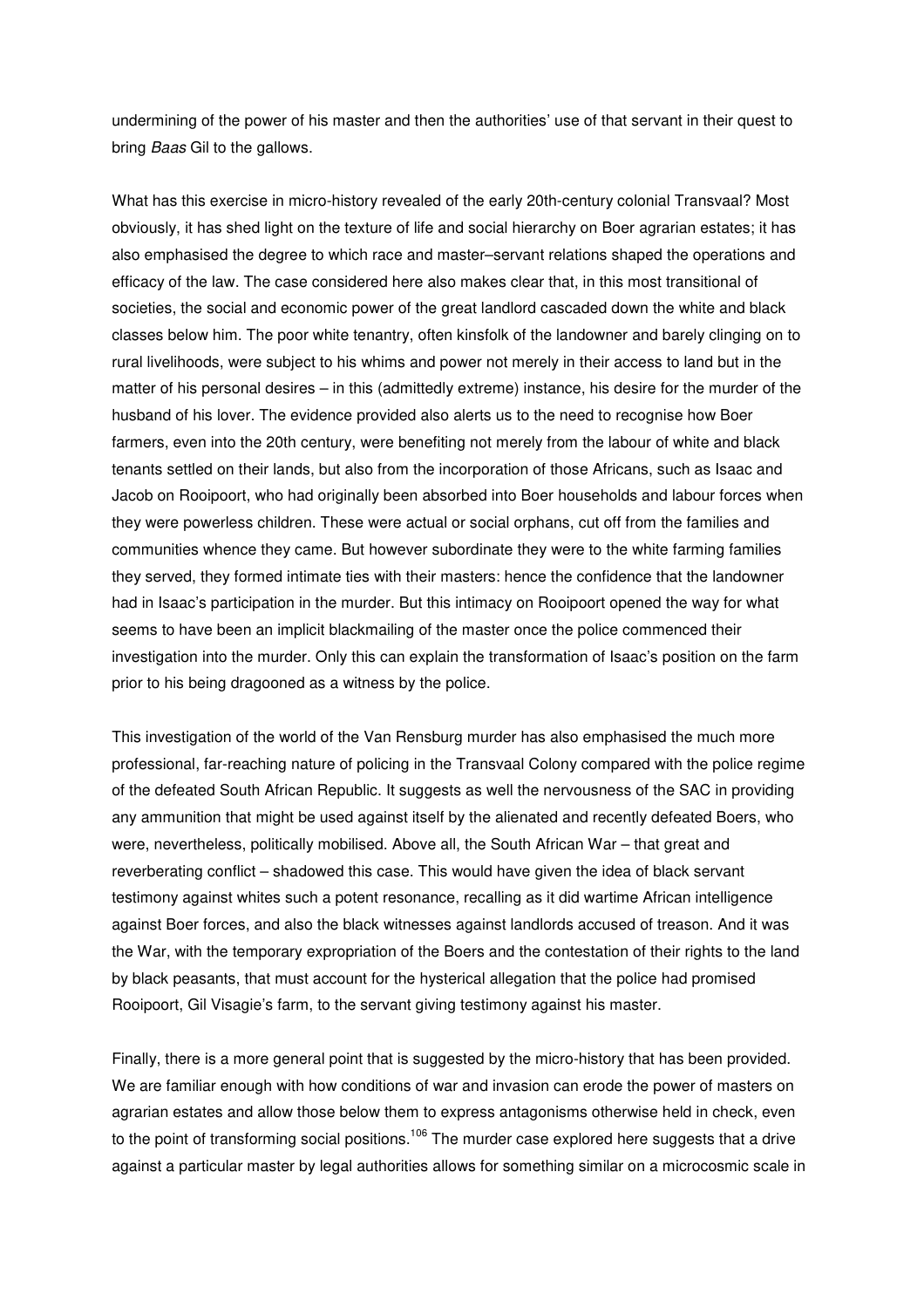undermining of the power of his master and then the authorities' use of that servant in their quest to bring *Baas* Gil to the gallows.

What has this exercise in micro-history revealed of the early 20th-century colonial Transvaal? Most obviously, it has shed light on the texture of life and social hierarchy on Boer agrarian estates; it has also emphasised the degree to which race and master–servant relations shaped the operations and efficacy of the law. The case considered here also makes clear that, in this most transitional of societies, the social and economic power of the great landlord cascaded down the white and black classes below him. The poor white tenantry, often kinsfolk of the landowner and barely clinging on to rural livelihoods, were subject to his whims and power not merely in their access to land but in the matter of his personal desires – in this (admittedly extreme) instance, his desire for the murder of the husband of his lover. The evidence provided also alerts us to the need to recognise how Boer farmers, even into the 20th century, were benefiting not merely from the labour of white and black tenants settled on their lands, but also from the incorporation of those Africans, such as Isaac and Jacob on Rooipoort, who had originally been absorbed into Boer households and labour forces when they were powerless children. These were actual or social orphans, cut off from the families and communities whence they came. But however subordinate they were to the white farming families they served, they formed intimate ties with their masters: hence the confidence that the landowner had in Isaac's participation in the murder. But this intimacy on Rooipoort opened the way for what seems to have been an implicit blackmailing of the master once the police commenced their investigation into the murder. Only this can explain the transformation of Isaac's position on the farm prior to his being dragooned as a witness by the police.

This investigation of the world of the Van Rensburg murder has also emphasised the much more professional, far-reaching nature of policing in the Transvaal Colony compared with the police regime of the defeated South African Republic. It suggests as well the nervousness of the SAC in providing any ammunition that might be used against itself by the alienated and recently defeated Boers, who were, nevertheless, politically mobilised. Above all, the South African War – that great and reverberating conflict – shadowed this case. This would have given the idea of black servant testimony against whites such a potent resonance, recalling as it did wartime African intelligence against Boer forces, and also the black witnesses against landlords accused of treason. And it was the War, with the temporary expropriation of the Boers and the contestation of their rights to the land by black peasants, that must account for the hysterical allegation that the police had promised Rooipoort, Gil Visagie's farm, to the servant giving testimony against his master.

Finally, there is a more general point that is suggested by the micro-history that has been provided. We are familiar enough with how conditions of war and invasion can erode the power of masters on agrarian estates and allow those below them to express antagonisms otherwise held in check, even to the point of transforming social positions.[106] The murder case explored here suggests that a drive against a particular master by legal authorities allows for something similar on a microcosmic scale in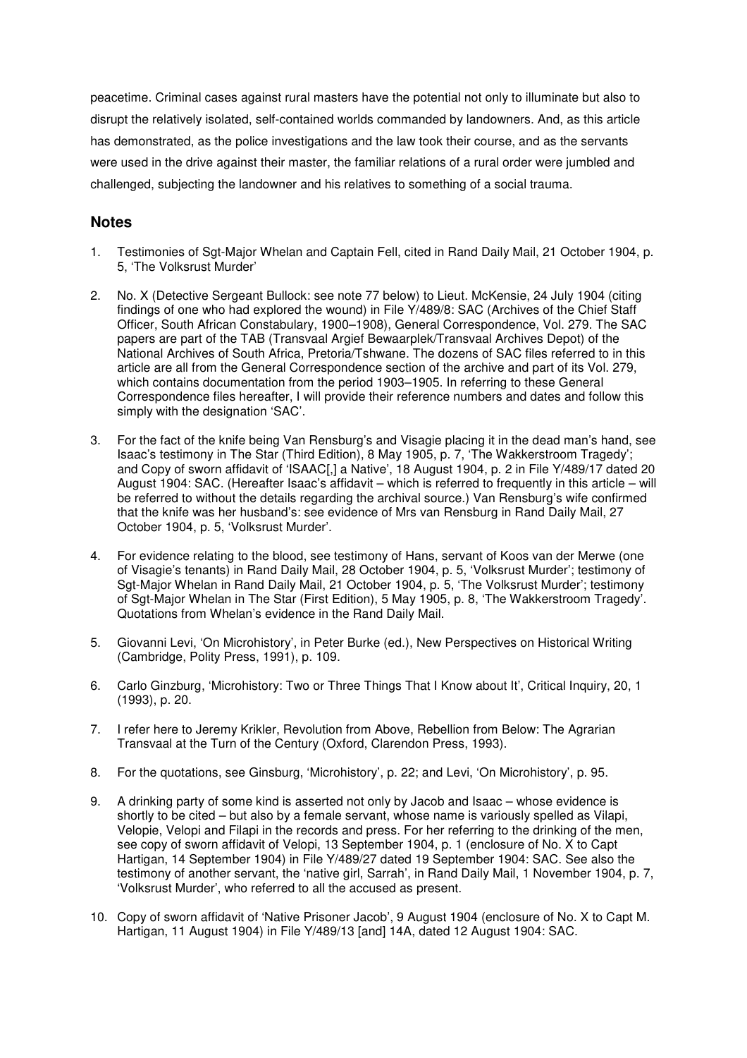peacetime. Criminal cases against rural masters have the potential not only to illuminate but also to disrupt the relatively isolated, self-contained worlds commanded by landowners. And, as this article has demonstrated, as the police investigations and the law took their course, and as the servants were used in the drive against their master, the familiar relations of a rural order were jumbled and challenged, subjecting the landowner and his relatives to something of a social trauma.

## Notes

1. Testimonies of Sgt-Major Whelan and Captain Fell, cited in Rand Daily Mail, 21 October 1904, p. 5, 'The Volksrust Murder'
2. No. X (Detective Sergeant Bullock: see note 77 below) to Lieut. McKensie, 24 July 1904 (citing findings of one who had explored the wound) in File Y/489/8: SAC (Archives of the Chief Staff Officer, South African Constabulary, 1900–1908), General Correspondence, Vol. 279. The SAC papers are part of the TAB (Transvaal Argief Bewaarplek/Transvaal Archives Depot) of the National Archives of South Africa, Pretoria/Tshwane. The dozens of SAC files referred to in this article are all from the General Correspondence section of the archive and part of its Vol. 279, which contains documentation from the period 1903–1905. In referring to these General Correspondence files hereafter, I will provide their reference numbers and dates and follow this simply with the designation 'SAC'.
3. For the fact of the knife being Van Rensburg's and Visagie placing it in the dead man's hand, see Isaac's testimony in The Star (Third Edition), 8 May 1905, p. 7, 'The Wakkerstroom Tragedy'; and Copy of sworn affidavit of 'ISAAC[,] a Native', 18 August 1904, p. 2 in File Y/489/17 dated 20 August 1904: SAC. (Hereafter Isaac's affidavit – which is referred to frequently in this article – will be referred to without the details regarding the archival source.) Van Rensburg's wife confirmed that the knife was her husband's: see evidence of Mrs van Rensburg in Rand Daily Mail, 27 October 1904, p. 5, 'Volksrust Murder'.
4. For evidence relating to the blood, see testimony of Hans, servant of Koos van der Merwe (one of Visagie's tenants) in Rand Daily Mail, 28 October 1904, p. 5, 'Volksrust Murder'; testimony of Sgt-Major Whelan in Rand Daily Mail, 21 October 1904, p. 5, 'The Volksrust Murder'; testimony of Sgt-Major Whelan in The Star (First Edition), 5 May 1905, p. 8, 'The Wakkerstroom Tragedy'. Quotations from Whelan's evidence in the Rand Daily Mail.
5. Giovanni Levi, 'On Microhistory', in Peter Burke (ed.), New Perspectives on Historical Writing (Cambridge, Polity Press, 1991), p. 109.
6. Carlo Ginzburg, 'Microhistory: Two or Three Things That I Know about It', Critical Inquiry, 20, 1 (1993), p. 20.
7. I refer here to Jeremy Krikler, Revolution from Above, Rebellion from Below: The Agrarian Transvaal at the Turn of the Century (Oxford, Clarendon Press, 1993).
8. For the quotations, see Ginsburg, 'Microhistory', p. 22; and Levi, 'On Microhistory', p. 95.
9. A drinking party of some kind is asserted not only by Jacob and Isaac – whose evidence is shortly to be cited – but also by a female servant, whose name is variously spelled as Vilapi, Velopie, Velopi and Filapi in the records and press. For her referring to the drinking of the men, see copy of sworn affidavit of Velopi, 13 September 1904, p. 1 (enclosure of No. X to Capt Hartigan, 14 September 1904) in File Y/489/27 dated 19 September 1904: SAC. See also the testimony of another servant, the 'native girl, Sarrah', in Rand Daily Mail, 1 November 1904, p. 7, 'Volksrust Murder', who referred to all the accused as present.
10. Copy of sworn affidavit of 'Native Prisoner Jacob', 9 August 1904 (enclosure of No. X to Capt M. Hartigan, 11 August 1904) in File Y/489/13 [and] 14A, dated 12 August 1904: SAC.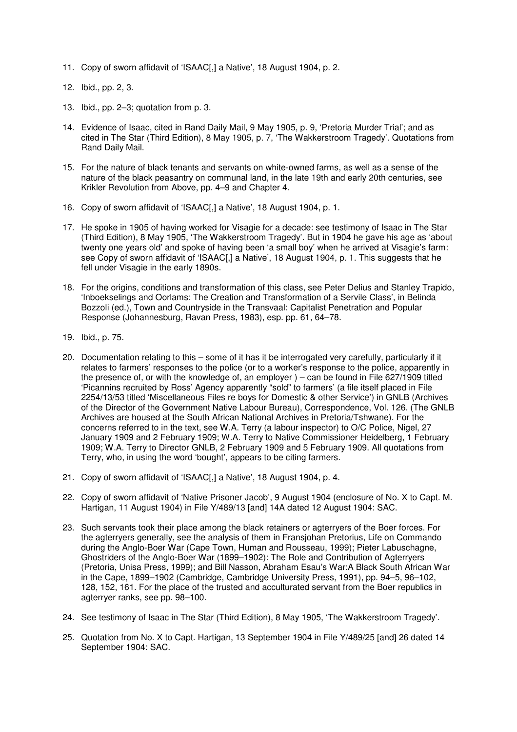11. Copy of sworn affidavit of 'ISAAC[,] a Native', 18 August 1904, p. 2.

12. Ibid., pp. 2, 3.

13. Ibid., pp. 2–3; quotation from p. 3.

14. Evidence of Isaac, cited in Rand Daily Mail, 9 May 1905, p. 9, 'Pretoria Murder Trial'; and as cited in The Star (Third Edition), 8 May 1905, p. 7, 'The Wakkerstroom Tragedy'. Quotations from Rand Daily Mail.

15. For the nature of black tenants and servants on white-owned farms, as well as a sense of the nature of the black peasantry on communal land, in the late 19th and early 20th centuries, see Krikler Revolution from Above, pp. 4–9 and Chapter 4.

16. Copy of sworn affidavit of 'ISAAC[,] a Native', 18 August 1904, p. 1.

17. He spoke in 1905 of having worked for Visagie for a decade: see testimony of Isaac in The Star (Third Edition), 8 May 1905, 'The Wakkerstroom Tragedy'. But in 1904 he gave his age as 'about twenty one years old' and spoke of having been 'a small boy' when he arrived at Visagie's farm: see Copy of sworn affidavit of 'ISAAC[,] a Native', 18 August 1904, p. 1. This suggests that he fell under Visagie in the early 1890s.

18. For the origins, conditions and transformation of this class, see Peter Delius and Stanley Trapido, 'Inboekselings and Oorlams: The Creation and Transformation of a Servile Class', in Belinda Bozzoli (ed.), Town and Countryside in the Transvaal: Capitalist Penetration and Popular Response (Johannesburg, Ravan Press, 1983), esp. pp. 61, 64–78.

19. Ibid., p. 75.

20. Documentation relating to this – some of it has it be interrogated very carefully, particularly if it relates to farmers' responses to the police (or to a worker's response to the police, apparently in the presence of, or with the knowledge of, an employer ) – can be found in File 627/1909 titled 'Picannins recruited by Ross' Agency apparently "sold" to farmers' (a file itself placed in File 2254/13/53 titled 'Miscellaneous Files re boys for Domestic & other Service') in GNLB (Archives of the Director of the Government Native Labour Bureau), Correspondence, Vol. 126. (The GNLB Archives are housed at the South African National Archives in Pretoria/Tshwane). For the concerns referred to in the text, see W.A. Terry (a labour inspector) to O/C Police, Nigel, 27 January 1909 and 2 February 1909; W.A. Terry to Native Commissioner Heidelberg, 1 February 1909; W.A. Terry to Director GNLB, 2 February 1909 and 5 February 1909. All quotations from Terry, who, in using the word 'bought', appears to be citing farmers.

21. Copy of sworn affidavit of 'ISAAC[,] a Native', 18 August 1904, p. 4.

22. Copy of sworn affidavit of 'Native Prisoner Jacob', 9 August 1904 (enclosure of No. X to Capt. M. Hartigan, 11 August 1904) in File Y/489/13 [and] 14A dated 12 August 1904: SAC.

23. Such servants took their place among the black retainers or agterryers of the Boer forces. For the agterryers generally, see the analysis of them in Fransjohan Pretorius, Life on Commando during the Anglo-Boer War (Cape Town, Human and Rousseau, 1999); Pieter Labuschagne, Ghostriders of the Anglo-Boer War (1899–1902): The Role and Contribution of Agterryers (Pretoria, Unisa Press, 1999); and Bill Nasson, Abraham Esau's War:A Black South African War in the Cape, 1899–1902 (Cambridge, Cambridge University Press, 1991), pp. 94–5, 96–102, 128, 152, 161. For the place of the trusted and acculturated servant from the Boer republics in agterryer ranks, see pp. 98–100.

24. See testimony of Isaac in The Star (Third Edition), 8 May 1905, 'The Wakkerstroom Tragedy'.

25. Quotation from No. X to Capt. Hartigan, 13 September 1904 in File Y/489/25 [and] 26 dated 14 September 1904: SAC.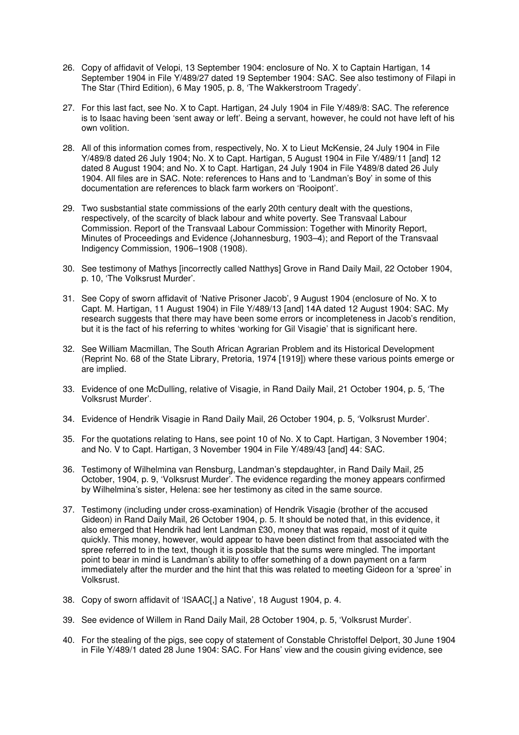26. Copy of affidavit of Velopi, 13 September 1904: enclosure of No. X to Captain Hartigan, 14 September 1904 in File Y/489/27 dated 19 September 1904: SAC. See also testimony of Filapi in The Star (Third Edition), 6 May 1905, p. 8, 'The Wakkerstroom Tragedy'.

27. For this last fact, see No. X to Capt. Hartigan, 24 July 1904 in File Y/489/8: SAC. The reference is to Isaac having been 'sent away or left'. Being a servant, however, he could not have left of his own volition.

28. All of this information comes from, respectively, No. X to Lieut McKensie, 24 July 1904 in File Y/489/8 dated 26 July 1904; No. X to Capt. Hartigan, 5 August 1904 in File Y/489/11 [and] 12 dated 8 August 1904; and No. X to Capt. Hartigan, 24 July 1904 in File Y489/8 dated 26 July 1904. All files are in SAC. Note: references to Hans and to 'Landman's Boy' in some of this documentation are references to black farm workers on 'Rooipont'.

29. Two susbstantial state commissions of the early 20th century dealt with the questions, respectively, of the scarcity of black labour and white poverty. See Transvaal Labour Commission. Report of the Transvaal Labour Commission: Together with Minority Report, Minutes of Proceedings and Evidence (Johannesburg, 1903–4); and Report of the Transvaal Indigency Commission, 1906–1908 (1908).

30. See testimony of Mathys [incorrectly called Natthys] Grove in Rand Daily Mail, 22 October 1904, p. 10, 'The Volksrust Murder'.

31. See Copy of sworn affidavit of 'Native Prisoner Jacob', 9 August 1904 (enclosure of No. X to Capt. M. Hartigan, 11 August 1904) in File Y/489/13 [and] 14A dated 12 August 1904: SAC. My research suggests that there may have been some errors or incompleteness in Jacob's rendition, but it is the fact of his referring to whites 'working for Gil Visagie' that is significant here.

32. See William Macmillan, The South African Agrarian Problem and its Historical Development (Reprint No. 68 of the State Library, Pretoria, 1974 [1919]) where these various points emerge or are implied.

33. Evidence of one McDulling, relative of Visagie, in Rand Daily Mail, 21 October 1904, p. 5, 'The Volksrust Murder'.

34. Evidence of Hendrik Visagie in Rand Daily Mail, 26 October 1904, p. 5, 'Volksrust Murder'.

35. For the quotations relating to Hans, see point 10 of No. X to Capt. Hartigan, 3 November 1904; and No. V to Capt. Hartigan, 3 November 1904 in File Y/489/43 [and] 44: SAC.

36. Testimony of Wilhelmina van Rensburg, Landman's stepdaughter, in Rand Daily Mail, 25 October, 1904, p. 9, 'Volksrust Murder'. The evidence regarding the money appears confirmed by Wilhelmina's sister, Helena: see her testimony as cited in the same source.

37. Testimony (including under cross-examination) of Hendrik Visagie (brother of the accused Gideon) in Rand Daily Mail, 26 October 1904, p. 5. It should be noted that, in this evidence, it also emerged that Hendrik had lent Landman £30, money that was repaid, most of it quite quickly. This money, however, would appear to have been distinct from that associated with the spree referred to in the text, though it is possible that the sums were mingled. The important point to bear in mind is Landman's ability to offer something of a down payment on a farm immediately after the murder and the hint that this was related to meeting Gideon for a 'spree' in Volksrust.

38. Copy of sworn affidavit of 'ISAAC[,] a Native', 18 August 1904, p. 4.

39. See evidence of Willem in Rand Daily Mail, 28 October 1904, p. 5, 'Volksrust Murder'.

40. For the stealing of the pigs, see copy of statement of Constable Christoffel Delport, 30 June 1904 in File Y/489/1 dated 28 June 1904: SAC. For Hans' view and the cousin giving evidence, see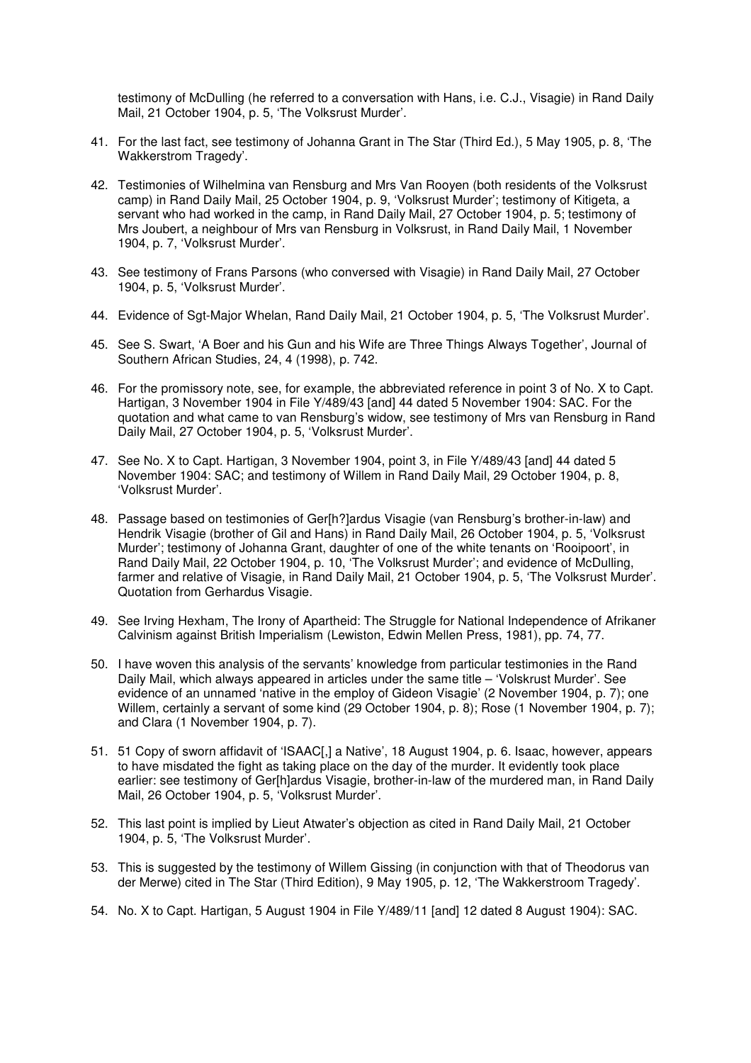testimony of McDulling (he referred to a conversation with Hans, i.e. C.J., Visagie) in Rand Daily Mail, 21 October 1904, p. 5, 'The Volksrust Murder'.

41. For the last fact, see testimony of Johanna Grant in The Star (Third Ed.), 5 May 1905, p. 8, 'The Wakkerstrom Tragedy'.

42. Testimonies of Wilhelmina van Rensburg and Mrs Van Rooyen (both residents of the Volksrust camp) in Rand Daily Mail, 25 October 1904, p. 9, 'Volksrust Murder'; testimony of Kitigeta, a servant who had worked in the camp, in Rand Daily Mail, 27 October 1904, p. 5; testimony of Mrs Joubert, a neighbour of Mrs van Rensburg in Volksrust, in Rand Daily Mail, 1 November 1904, p. 7, 'Volksrust Murder'.

43. See testimony of Frans Parsons (who conversed with Visagie) in Rand Daily Mail, 27 October 1904, p. 5, 'Volksrust Murder'.

44. Evidence of Sgt-Major Whelan, Rand Daily Mail, 21 October 1904, p. 5, 'The Volksrust Murder'.

45. See S. Swart, 'A Boer and his Gun and his Wife are Three Things Always Together', Journal of Southern African Studies, 24, 4 (1998), p. 742.

46. For the promissory note, see, for example, the abbreviated reference in point 3 of No. X to Capt. Hartigan, 3 November 1904 in File Y/489/43 [and] 44 dated 5 November 1904: SAC. For the quotation and what came to van Rensburg's widow, see testimony of Mrs van Rensburg in Rand Daily Mail, 27 October 1904, p. 5, 'Volksrust Murder'.

47. See No. X to Capt. Hartigan, 3 November 1904, point 3, in File Y/489/43 [and] 44 dated 5 November 1904: SAC; and testimony of Willem in Rand Daily Mail, 29 October 1904, p. 8, 'Volksrust Murder'.

48. Passage based on testimonies of Ger[h?]ardus Visagie (van Rensburg's brother-in-law) and Hendrik Visagie (brother of Gil and Hans) in Rand Daily Mail, 26 October 1904, p. 5, 'Volksrust Murder'; testimony of Johanna Grant, daughter of one of the white tenants on 'Rooipoort', in Rand Daily Mail, 22 October 1904, p. 10, 'The Volksrust Murder'; and evidence of McDulling, farmer and relative of Visagie, in Rand Daily Mail, 21 October 1904, p. 5, 'The Volksrust Murder'. Quotation from Gerhardus Visagie.

49. See Irving Hexham, The Irony of Apartheid: The Struggle for National Independence of Afrikaner Calvinism against British Imperialism (Lewiston, Edwin Mellen Press, 1981), pp. 74, 77.

50. I have woven this analysis of the servants' knowledge from particular testimonies in the Rand Daily Mail, which always appeared in articles under the same title – 'Volskrust Murder'. See evidence of an unnamed 'native in the employ of Gideon Visagie' (2 November 1904, p. 7); one Willem, certainly a servant of some kind (29 October 1904, p. 8); Rose (1 November 1904, p. 7); and Clara (1 November 1904, p. 7).

51. 51 Copy of sworn affidavit of 'ISAAC[,] a Native', 18 August 1904, p. 6. Isaac, however, appears to have misdated the fight as taking place on the day of the murder. It evidently took place earlier: see testimony of Ger[h]ardus Visagie, brother-in-law of the murdered man, in Rand Daily Mail, 26 October 1904, p. 5, 'Volksrust Murder'.

52. This last point is implied by Lieut Atwater's objection as cited in Rand Daily Mail, 21 October 1904, p. 5, 'The Volksrust Murder'.

53. This is suggested by the testimony of Willem Gissing (in conjunction with that of Theodorus van der Merwe) cited in The Star (Third Edition), 9 May 1905, p. 12, 'The Wakkerstroom Tragedy'.

54. No. X to Capt. Hartigan, 5 August 1904 in File Y/489/11 [and] 12 dated 8 August 1904): SAC.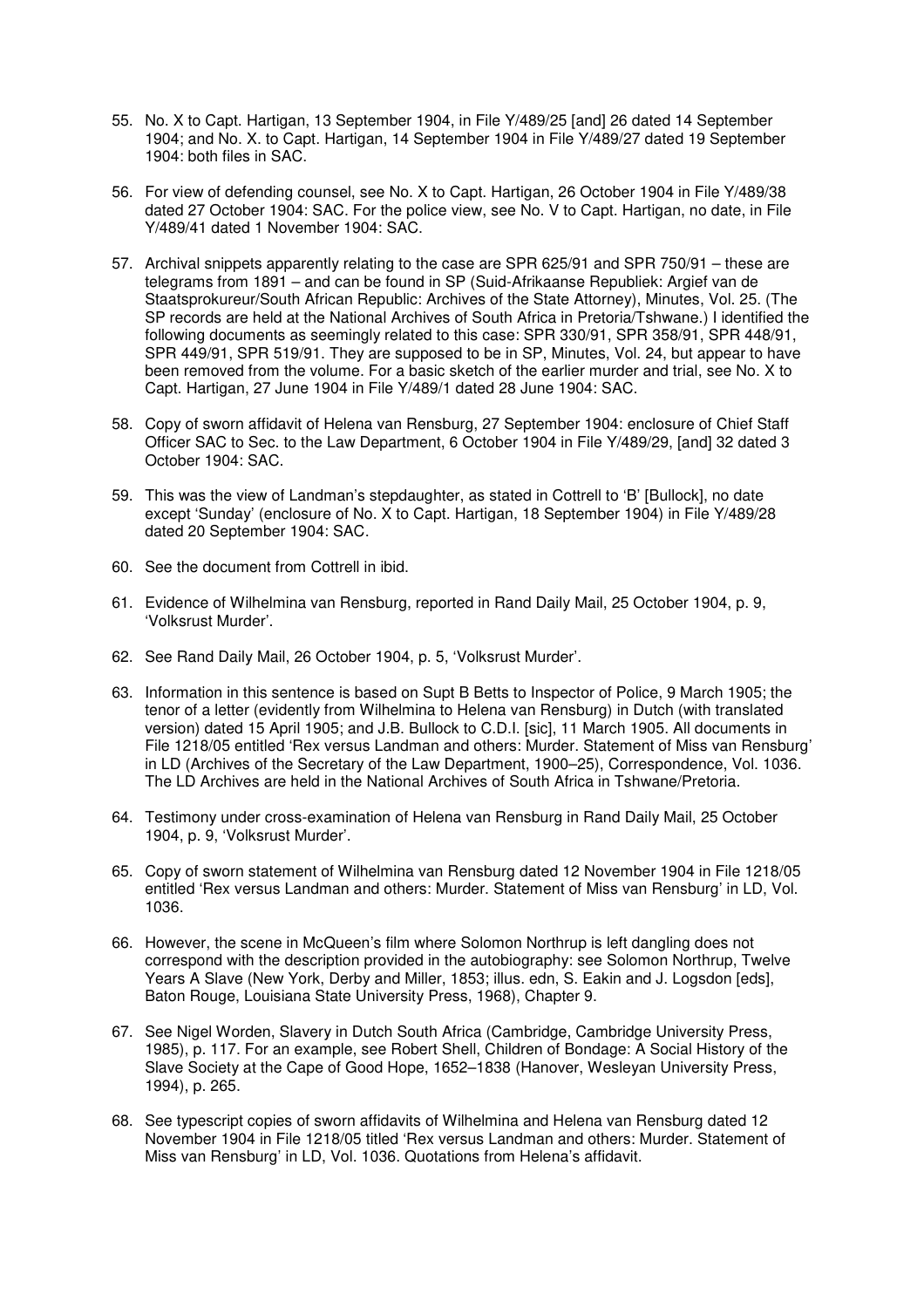55. No. X to Capt. Hartigan, 13 September 1904, in File Y/489/25 [and] 26 dated 14 September 1904; and No. X. to Capt. Hartigan, 14 September 1904 in File Y/489/27 dated 19 September 1904: both files in SAC.

56. For view of defending counsel, see No. X to Capt. Hartigan, 26 October 1904 in File Y/489/38 dated 27 October 1904: SAC. For the police view, see No. V to Capt. Hartigan, no date, in File Y/489/41 dated 1 November 1904: SAC.

57. Archival snippets apparently relating to the case are SPR 625/91 and SPR 750/91 – these are telegrams from 1891 – and can be found in SP (Suid-Afrikaanse Republiek: Argief van de Staatsprokureur/South African Republic: Archives of the State Attorney), Minutes, Vol. 25. (The SP records are held at the National Archives of South Africa in Pretoria/Tshwane.) I identified the following documents as seemingly related to this case: SPR 330/91, SPR 358/91, SPR 448/91, SPR 449/91, SPR 519/91. They are supposed to be in SP, Minutes, Vol. 24, but appear to have been removed from the volume. For a basic sketch of the earlier murder and trial, see No. X to Capt. Hartigan, 27 June 1904 in File Y/489/1 dated 28 June 1904: SAC.

58. Copy of sworn affidavit of Helena van Rensburg, 27 September 1904: enclosure of Chief Staff Officer SAC to Sec. to the Law Department, 6 October 1904 in File Y/489/29, [and] 32 dated 3 October 1904: SAC.

59. This was the view of Landman's stepdaughter, as stated in Cottrell to 'B' [Bullock], no date except 'Sunday' (enclosure of No. X to Capt. Hartigan, 18 September 1904) in File Y/489/28 dated 20 September 1904: SAC.

60. See the document from Cottrell in ibid.

61. Evidence of Wilhelmina van Rensburg, reported in Rand Daily Mail, 25 October 1904, p. 9, 'Volksrust Murder'.

62. See Rand Daily Mail, 26 October 1904, p. 5, 'Volksrust Murder'.

63. Information in this sentence is based on Supt B Betts to Inspector of Police, 9 March 1905; the tenor of a letter (evidently from Wilhelmina to Helena van Rensburg) in Dutch (with translated version) dated 15 April 1905; and J.B. Bullock to C.D.I. [sic], 11 March 1905. All documents in File 1218/05 entitled 'Rex versus Landman and others: Murder. Statement of Miss van Rensburg' in LD (Archives of the Secretary of the Law Department, 1900–25), Correspondence, Vol. 1036. The LD Archives are held in the National Archives of South Africa in Tshwane/Pretoria.

64. Testimony under cross-examination of Helena van Rensburg in Rand Daily Mail, 25 October 1904, p. 9, 'Volksrust Murder'.

65. Copy of sworn statement of Wilhelmina van Rensburg dated 12 November 1904 in File 1218/05 entitled 'Rex versus Landman and others: Murder. Statement of Miss van Rensburg' in LD, Vol. 1036.

66. However, the scene in McQueen's film where Solomon Northrup is left dangling does not correspond with the description provided in the autobiography: see Solomon Northrup, Twelve Years A Slave (New York, Derby and Miller, 1853; illus. edn, S. Eakin and J. Logsdon [eds], Baton Rouge, Louisiana State University Press, 1968), Chapter 9.

67. See Nigel Worden, Slavery in Dutch South Africa (Cambridge, Cambridge University Press, 1985), p. 117. For an example, see Robert Shell, Children of Bondage: A Social History of the Slave Society at the Cape of Good Hope, 1652–1838 (Hanover, Wesleyan University Press, 1994), p. 265.

68. See typescript copies of sworn affidavits of Wilhelmina and Helena van Rensburg dated 12 November 1904 in File 1218/05 titled 'Rex versus Landman and others: Murder. Statement of Miss van Rensburg' in LD, Vol. 1036. Quotations from Helena's affidavit.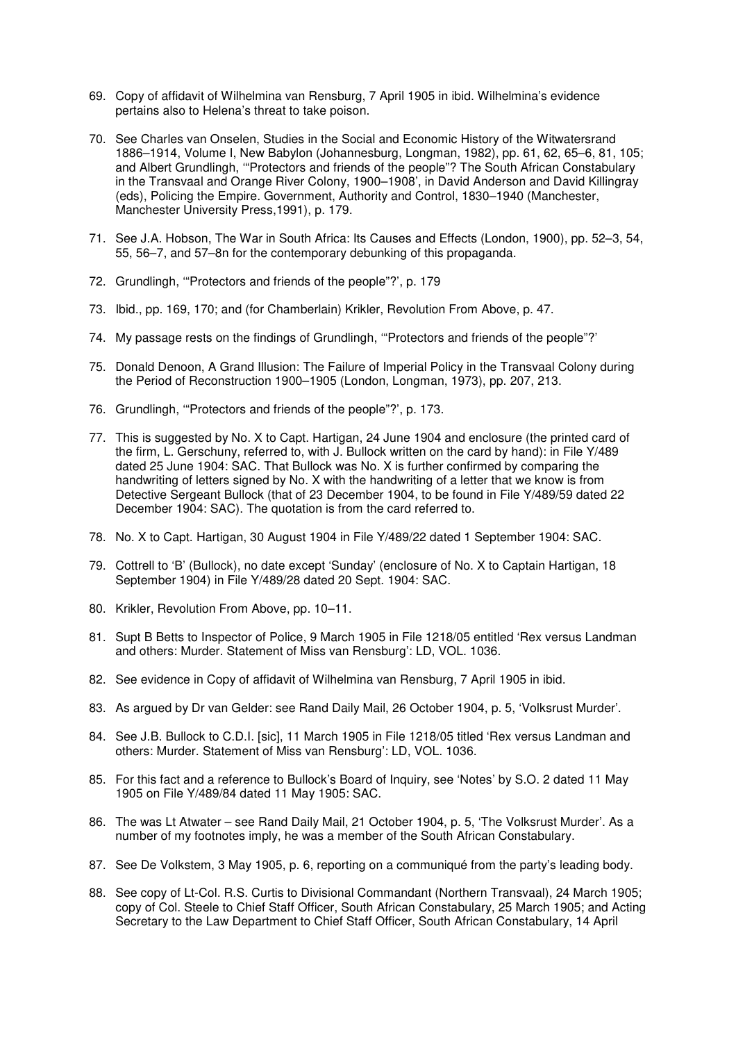69. Copy of affidavit of Wilhelmina van Rensburg, 7 April 1905 in ibid. Wilhelmina's evidence pertains also to Helena's threat to take poison.

70. See Charles van Onselen, Studies in the Social and Economic History of the Witwatersrand 1886–1914, Volume I, New Babylon (Johannesburg, Longman, 1982), pp. 61, 62, 65–6, 81, 105; and Albert Grundlingh, '"Protectors and friends of the people"? The South African Constabulary in the Transvaal and Orange River Colony, 1900–1908', in David Anderson and David Killingray (eds), Policing the Empire. Government, Authority and Control, 1830–1940 (Manchester, Manchester University Press,1991), p. 179.

71. See J.A. Hobson, The War in South Africa: Its Causes and Effects (London, 1900), pp. 52–3, 54, 55, 56–7, and 57–8n for the contemporary debunking of this propaganda.

72. Grundlingh, '"Protectors and friends of the people"?', p. 179

73. Ibid., pp. 169, 170; and (for Chamberlain) Krikler, Revolution From Above, p. 47.

74. My passage rests on the findings of Grundlingh, '"Protectors and friends of the people"?'

75. Donald Denoon, A Grand Illusion: The Failure of Imperial Policy in the Transvaal Colony during the Period of Reconstruction 1900–1905 (London, Longman, 1973), pp. 207, 213.

76. Grundlingh, '"Protectors and friends of the people"?', p. 173.

77. This is suggested by No. X to Capt. Hartigan, 24 June 1904 and enclosure (the printed card of the firm, L. Gerschuny, referred to, with J. Bullock written on the card by hand): in File Y/489 dated 25 June 1904: SAC. That Bullock was No. X is further confirmed by comparing the handwriting of letters signed by No. X with the handwriting of a letter that we know is from Detective Sergeant Bullock (that of 23 December 1904, to be found in File Y/489/59 dated 22 December 1904: SAC). The quotation is from the card referred to.

78. No. X to Capt. Hartigan, 30 August 1904 in File Y/489/22 dated 1 September 1904: SAC.

79. Cottrell to 'B' (Bullock), no date except 'Sunday' (enclosure of No. X to Captain Hartigan, 18 September 1904) in File Y/489/28 dated 20 Sept. 1904: SAC.

80. Krikler, Revolution From Above, pp. 10–11.

81. Supt B Betts to Inspector of Police, 9 March 1905 in File 1218/05 entitled 'Rex versus Landman and others: Murder. Statement of Miss van Rensburg': LD, VOL. 1036.

82. See evidence in Copy of affidavit of Wilhelmina van Rensburg, 7 April 1905 in ibid.

83. As argued by Dr van Gelder: see Rand Daily Mail, 26 October 1904, p. 5, 'Volksrust Murder'.

84. See J.B. Bullock to C.D.I. [sic], 11 March 1905 in File 1218/05 titled 'Rex versus Landman and others: Murder. Statement of Miss van Rensburg': LD, VOL. 1036.

85. For this fact and a reference to Bullock's Board of Inquiry, see 'Notes' by S.O. 2 dated 11 May 1905 on File Y/489/84 dated 11 May 1905: SAC.

86. The was Lt Atwater – see Rand Daily Mail, 21 October 1904, p. 5, 'The Volksrust Murder'. As a number of my footnotes imply, he was a member of the South African Constabulary.

87. See De Volkstem, 3 May 1905, p. 6, reporting on a communiqué from the party's leading body.

88. See copy of Lt-Col. R.S. Curtis to Divisional Commandant (Northern Transvaal), 24 March 1905; copy of Col. Steele to Chief Staff Officer, South African Constabulary, 25 March 1905; and Acting Secretary to the Law Department to Chief Staff Officer, South African Constabulary, 14 April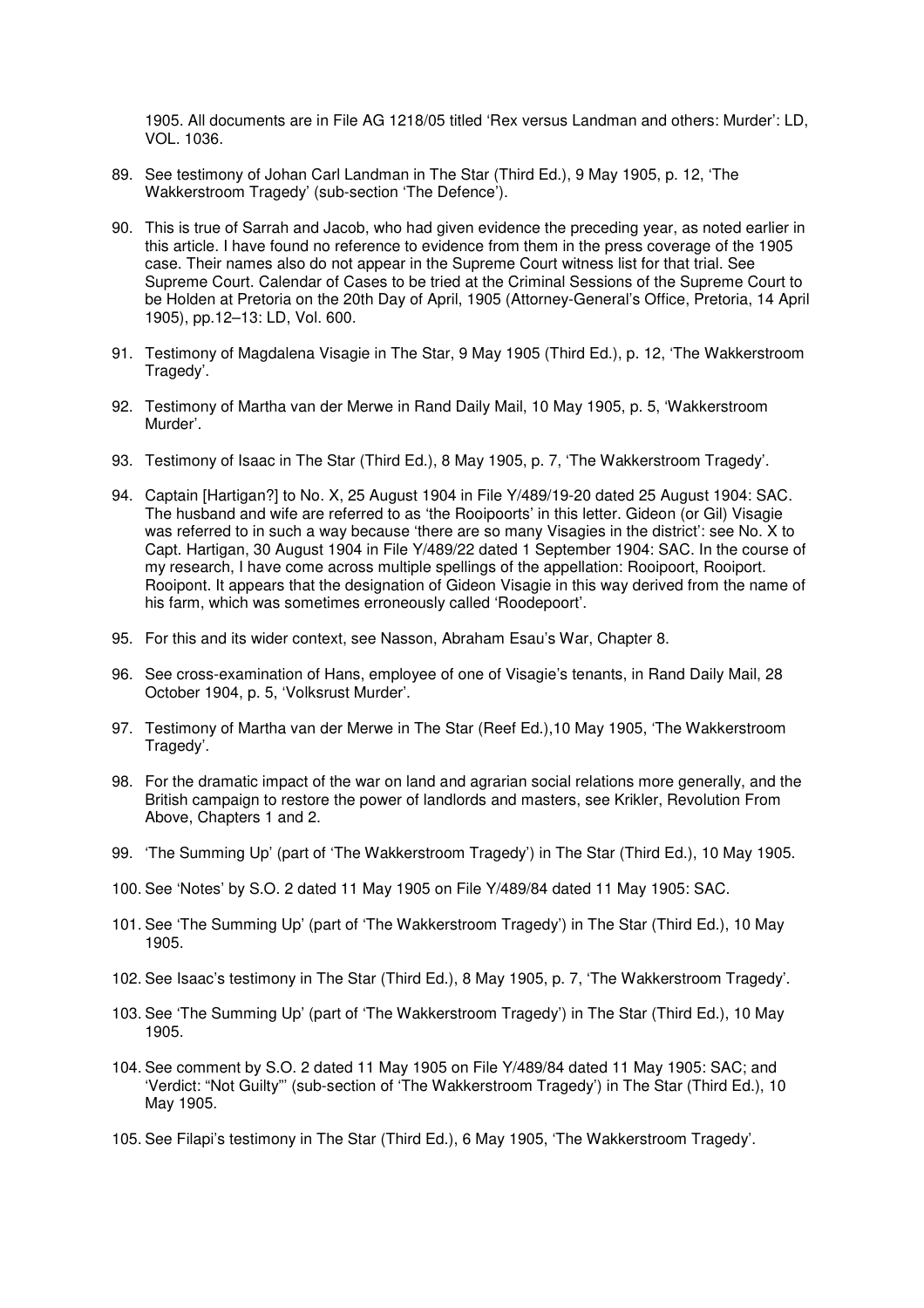1905. All documents are in File AG 1218/05 titled 'Rex versus Landman and others: Murder': LD, VOL. 1036.

89. See testimony of Johan Carl Landman in The Star (Third Ed.), 9 May 1905, p. 12, 'The Wakkerstroom Tragedy' (sub-section 'The Defence').

90. This is true of Sarrah and Jacob, who had given evidence the preceding year, as noted earlier in this article. I have found no reference to evidence from them in the press coverage of the 1905 case. Their names also do not appear in the Supreme Court witness list for that trial. See Supreme Court. Calendar of Cases to be tried at the Criminal Sessions of the Supreme Court to be Holden at Pretoria on the 20th Day of April, 1905 (Attorney-General's Office, Pretoria, 14 April 1905), pp.12–13: LD, Vol. 600.

91. Testimony of Magdalena Visagie in The Star, 9 May 1905 (Third Ed.), p. 12, 'The Wakkerstroom Tragedy'.

92. Testimony of Martha van der Merwe in Rand Daily Mail, 10 May 1905, p. 5, 'Wakkerstroom Murder'.

93. Testimony of Isaac in The Star (Third Ed.), 8 May 1905, p. 7, 'The Wakkerstroom Tragedy'.

94. Captain [Hartigan?] to No. X, 25 August 1904 in File Y/489/19-20 dated 25 August 1904: SAC. The husband and wife are referred to as 'the Rooipoorts' in this letter. Gideon (or Gil) Visagie was referred to in such a way because 'there are so many Visagies in the district': see No. X to Capt. Hartigan, 30 August 1904 in File Y/489/22 dated 1 September 1904: SAC. In the course of my research, I have come across multiple spellings of the appellation: Rooipoort, Rooiport. Rooipont. It appears that the designation of Gideon Visagie in this way derived from the name of his farm, which was sometimes erroneously called 'Roodepoort'.

95. For this and its wider context, see Nasson, Abraham Esau's War, Chapter 8.

96. See cross-examination of Hans, employee of one of Visagie's tenants, in Rand Daily Mail, 28 October 1904, p. 5, 'Volksrust Murder'.

97. Testimony of Martha van der Merwe in The Star (Reef Ed.),10 May 1905, 'The Wakkerstroom Tragedy'.

98. For the dramatic impact of the war on land and agrarian social relations more generally, and the British campaign to restore the power of landlords and masters, see Krikler, Revolution From Above, Chapters 1 and 2.

99. 'The Summing Up' (part of 'The Wakkerstroom Tragedy') in The Star (Third Ed.), 10 May 1905.

100. See 'Notes' by S.O. 2 dated 11 May 1905 on File Y/489/84 dated 11 May 1905: SAC.

101. See 'The Summing Up' (part of 'The Wakkerstroom Tragedy') in The Star (Third Ed.), 10 May 1905.

102. See Isaac's testimony in The Star (Third Ed.), 8 May 1905, p. 7, 'The Wakkerstroom Tragedy'.

103. See 'The Summing Up' (part of 'The Wakkerstroom Tragedy') in The Star (Third Ed.), 10 May 1905.

104. See comment by S.O. 2 dated 11 May 1905 on File Y/489/84 dated 11 May 1905: SAC; and 'Verdict: "Not Guilty"' (sub-section of 'The Wakkerstroom Tragedy') in The Star (Third Ed.), 10 May 1905.

105. See Filapi's testimony in The Star (Third Ed.), 6 May 1905, 'The Wakkerstroom Tragedy'.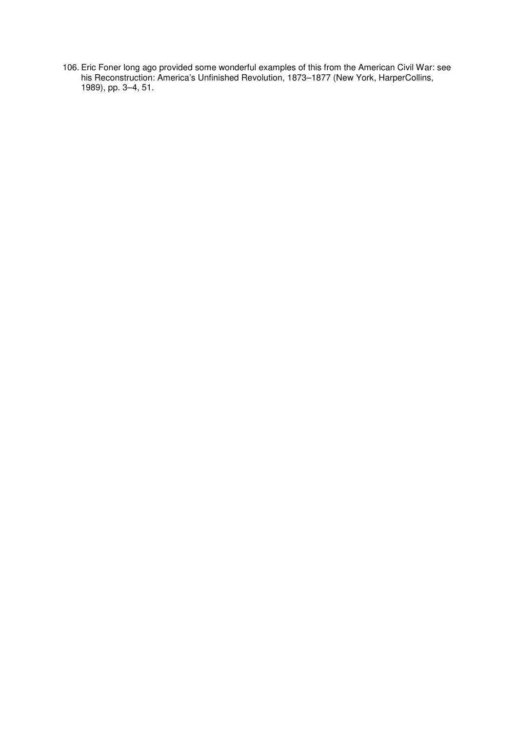106. Eric Foner long ago provided some wonderful examples of this from the American Civil War: see his Reconstruction: America's Unfinished Revolution, 1873–1877 (New York, HarperCollins, 1989), pp. 3–4, 51.